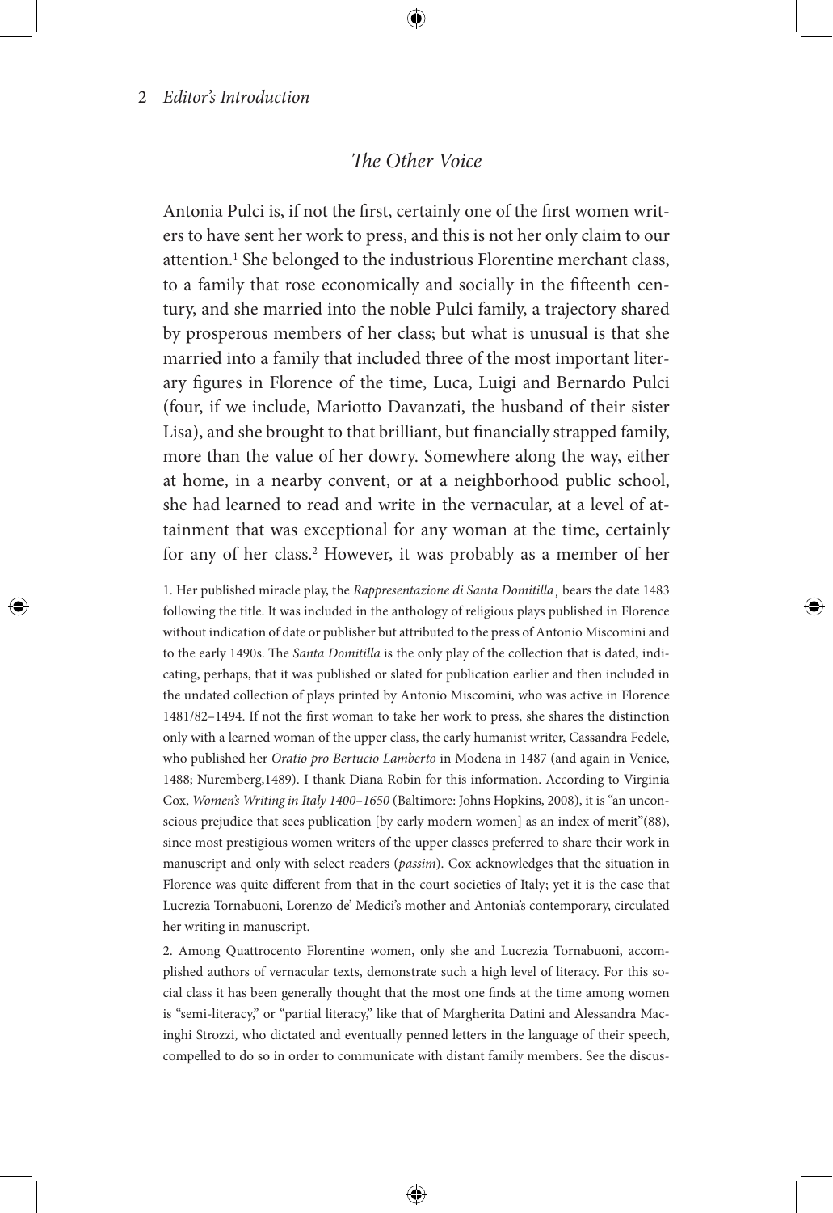## *The Other Voice*

Antonia Pulci is, if not the first, certainly one of the first women writers to have sent her work to press, and this is not her only claim to our attention.[1] She belonged to the industrious Florentine merchant class, to a family that rose economically and socially in the fifteenth century, and she married into the noble Pulci family, a trajectory shared by prosperous members of her class; but what is unusual is that she married into a family that included three of the most important literary figures in Florence of the time, Luca, Luigi and Bernardo Pulci (four, if we include, Mariotto Davanzati, the husband of their sister Lisa), and she brought to that brilliant, but financially strapped family, more than the value of her dowry. Somewhere along the way, either at home, in a nearby convent, or at a neighborhood public school, she had learned to read and write in the vernacular, at a level of attainment that was exceptional for any woman at the time, certainly for any of her class.[2] However, it was probably as a member of her

1. Her published miracle play, the *Rappresentazione di Santa Domitilla*¸ bears the date 1483 following the title. It was included in the anthology of religious plays published in Florence without indication of date or publisher but attributed to the press of Antonio Miscomini and to the early 1490s. The *Santa Domitilla* is the only play of the collection that is dated, indicating, perhaps, that it was published or slated for publication earlier and then included in the undated collection of plays printed by Antonio Miscomini, who was active in Florence 1481/82–1494. If not the first woman to take her work to press, she shares the distinction only with a learned woman of the upper class, the early humanist writer, Cassandra Fedele, who published her *Oratio pro Bertucio Lamberto* in Modena in 1487 (and again in Venice, 1488; Nuremberg,1489). I thank Diana Robin for this information. According to Virginia Cox, *Women's Writing in Italy 1400–1650* (Baltimore: Johns Hopkins, 2008), it is "an unconscious prejudice that sees publication [by early modern women] as an index of merit"(88), since most prestigious women writers of the upper classes preferred to share their work in manuscript and only with select readers (*passim*). Cox acknowledges that the situation in Florence was quite different from that in the court societies of Italy; yet it is the case that Lucrezia Tornabuoni, Lorenzo de' Medici's mother and Antonia's contemporary, circulated her writing in manuscript.

2. Among Quattrocento Florentine women, only she and Lucrezia Tornabuoni, accomplished authors of vernacular texts, demonstrate such a high level of literacy. For this social class it has been generally thought that the most one finds at the time among women is "semi-literacy," or "partial literacy," like that of Margherita Datini and Alessandra Macinghi Strozzi, who dictated and eventually penned letters in the language of their speech, compelled to do so in order to communicate with distant family members. See the discus-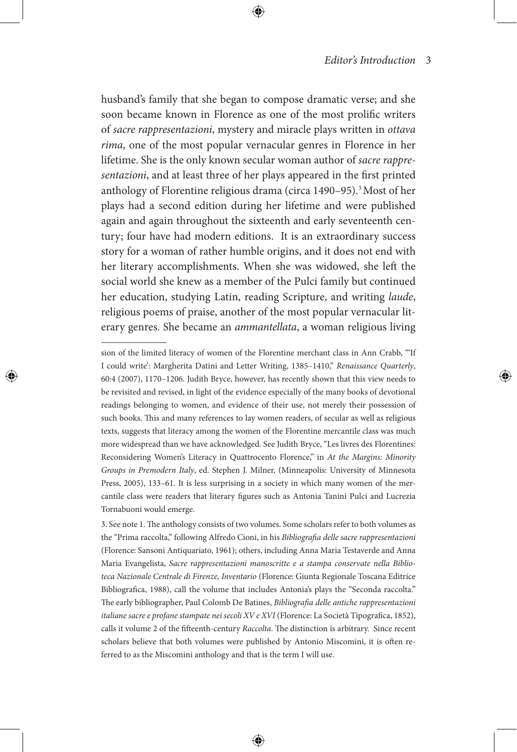husband's family that she began to compose dramatic verse; and she soon became known in Florence as one of the most prolific writers of *sacre rappresentazioni*, mystery and miracle plays written in *ottava rima*, one of the most popular vernacular genres in Florence in her lifetime. She is the only known secular woman author of *sacre rappresentazioni*, and at least three of her plays appeared in the first printed anthology of Florentine religious drama (circa 1490–95).[3] Most of her plays had a second edition during her lifetime and were published again and again throughout the sixteenth and early seventeenth century; four have had modern editions. It is an extraordinary success story for a woman of rather humble origins, and it does not end with her literary accomplishments. When she was widowed, she left the social world she knew as a member of the Pulci family but continued her education, studying Latin, reading Scripture, and writing *laude*, religious poems of praise, another of the most popular vernacular literary genres. She became an *ammantellata*, a woman religious living

---

sion of the limited literacy of women of the Florentine merchant class in Ann Crabb, "'If I could write': Margherita Datini and Letter Writing, 1385–1410," *Renaissance Quarterly*, 60:4 (2007), 1170–1206. Judith Bryce, however, has recently shown that this view needs to be revisited and revised, in light of the evidence especially of the many books of devotional readings belonging to women, and evidence of their use, not merely their possession of such books. This and many references to lay women readers, of secular as well as religious texts, suggests that literacy among the women of the Florentine mercantile class was much more widespread than we have acknowledged. See Judith Bryce, "Les livres des Florentines: Reconsidering Women's Literacy in Quattrocento Florence," in *At the Margins: Minority Groups in Premodern Italy*, ed. Stephen J. Milner, (Minneapolis: University of Minnesota Press, 2005), 133–61. It is less surprising in a society in which many women of the mercantile class were readers that literary figures such as Antonia Tanini Pulci and Lucrezia Tornabuoni would emerge.

3. See note 1. The anthology consists of two volumes. Some scholars refer to both volumes as the "Prima raccolta," following Alfredo Cioni, in his *Bibliografia delle sacre rappresentazioni* (Florence: Sansoni Antiquariato, 1961); others, including Anna Maria Testaverde and Anna Maria Evangelista, *Sacre rappresentazioni manoscritte e a stampa conservate nella Biblioteca Nazionale Centrale di Firenze, Inventario* (Florence: Giunta Regionale Toscana Editrice Bibliografica, 1988), call the volume that includes Antonia's plays the "Seconda raccolta." The early bibliographer, Paul Colomb De Batines, *Bibliografia delle antiche rappresentazioni italiane sacre e profane stampate nei secoli XV e XVI* (Florence: La Società Tipografica, 1852), calls it volume 2 of the fifteenth-century *Raccolta*. The distinction is arbitrary. Since recent scholars believe that both volumes were published by Antonio Miscomini, it is often referred to as the Miscomini anthology and that is the term I will use.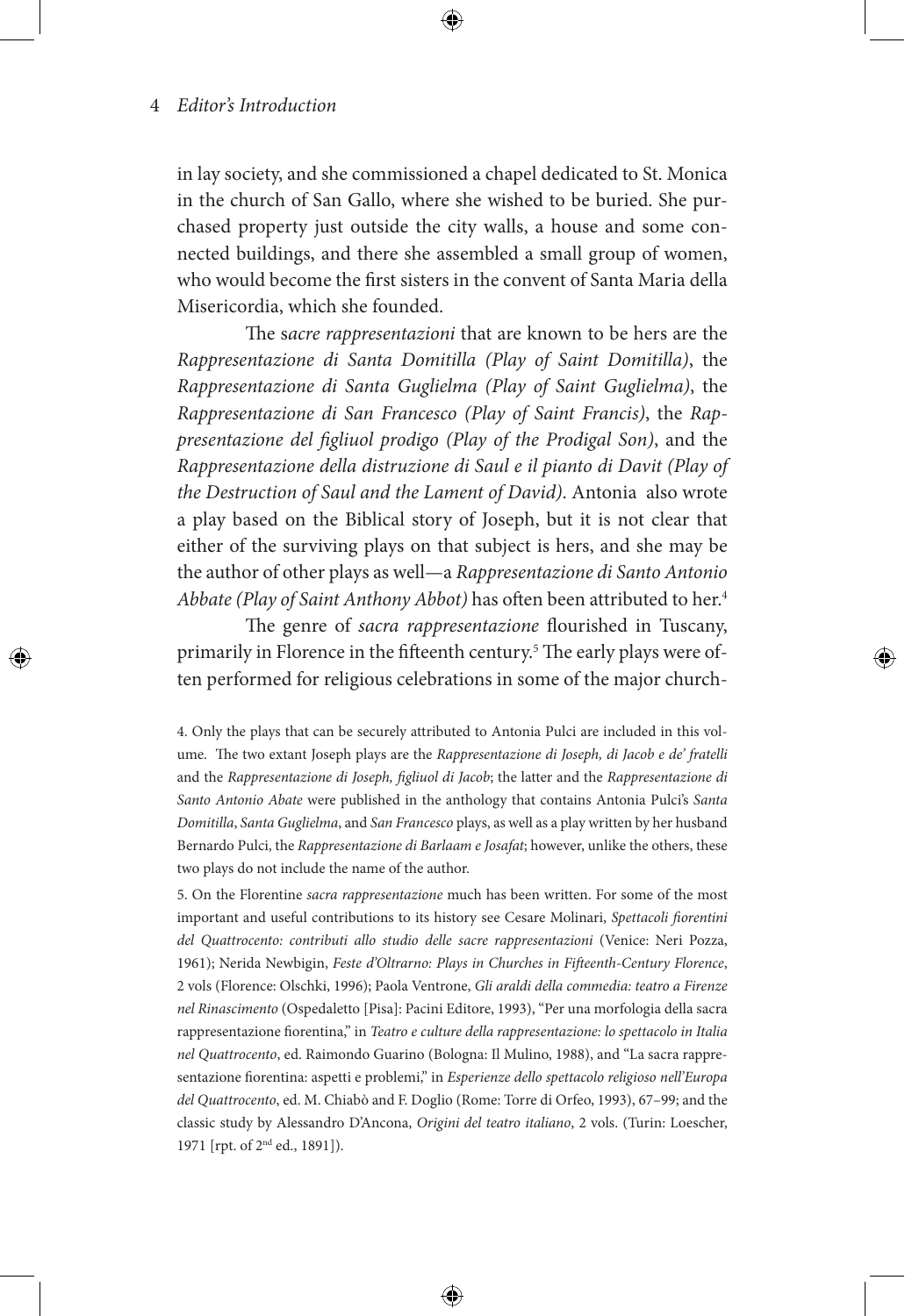in lay society, and she commissioned a chapel dedicated to St. Monica in the church of San Gallo, where she wished to be buried. She purchased property just outside the city walls, a house and some connected buildings, and there she assembled a small group of women, who would become the first sisters in the convent of Santa Maria della Misericordia, which she founded.

The s*acre rappresentazioni* that are known to be hers are the *Rappresentazione di Santa Domitilla (Play of Saint Domitilla)*, the *Rappresentazione di Santa Guglielma (Play of Saint Guglielma)*, the *Rappresentazione di San Francesco (Play of Saint Francis)*, the *Rappresentazione del figliuol prodigo (Play of the Prodigal Son)*, and the *Rappresentazione della distruzione di Saul e il pianto di Davit (Play of the Destruction of Saul and the Lament of David)*. Antonia also wrote a play based on the Biblical story of Joseph, but it is not clear that either of the surviving plays on that subject is hers, and she may be the author of other plays as well—a *Rappresentazione di Santo Antonio Abbate (Play of Saint Anthony Abbot)* has often been attributed to her.[4]

The genre of *sacra rappresentazione* flourished in Tuscany, primarily in Florence in the fifteenth century.[5] The early plays were often performed for religious celebrations in some of the major church-

4. Only the plays that can be securely attributed to Antonia Pulci are included in this volume. The two extant Joseph plays are the *Rappresentazione di Joseph, di Jacob e de' fratelli* and the *Rappresentazione di Joseph, figliuol di Jacob*; the latter and the *Rappresentazione di Santo Antonio Abate* were published in the anthology that contains Antonia Pulci's *Santa Domitilla*, *Santa Guglielma*, and *San Francesco* plays, as well as a play written by her husband Bernardo Pulci, the *Rappresentazione di Barlaam e Josafat*; however, unlike the others, these two plays do not include the name of the author.

5. On the Florentine *sacra rappresentazione* much has been written. For some of the most important and useful contributions to its history see Cesare Molinari, *Spettacoli fiorentini del Quattrocento: contributi allo studio delle sacre rappresentazioni* (Venice: Neri Pozza, 1961); Nerida Newbigin, *Feste d'Oltrarno: Plays in Churches in Fifteenth-Century Florence*, 2 vols (Florence: Olschki, 1996); Paola Ventrone, *Gli araldi della commedia: teatro a Firenze nel Rinascimento* (Ospedaletto [Pisa]: Pacini Editore, 1993), "Per una morfologia della sacra rappresentazione fiorentina," in *Teatro e culture della rappresentazione: lo spettacolo in Italia nel Quattrocento*, ed. Raimondo Guarino (Bologna: Il Mulino, 1988), and "La sacra rappresentazione fiorentina: aspetti e problemi," in *Esperienze dello spettacolo religioso nell'Europa del Quattrocento*, ed. M. Chiabò and F. Doglio (Rome: Torre di Orfeo, 1993), 67–99; and the classic study by Alessandro D'Ancona, *Origini del teatro italiano*, 2 vols. (Turin: Loescher, 1971 [rpt. of 2nd ed., 1891]).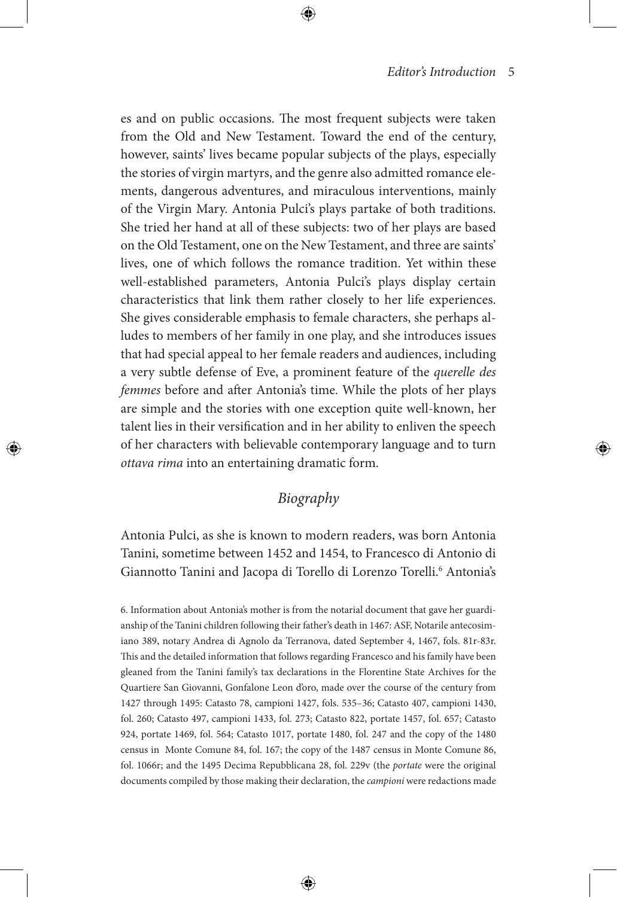es and on public occasions. The most frequent subjects were taken from the Old and New Testament. Toward the end of the century, however, saints' lives became popular subjects of the plays, especially the stories of virgin martyrs, and the genre also admitted romance elements, dangerous adventures, and miraculous interventions, mainly of the Virgin Mary. Antonia Pulci's plays partake of both traditions. She tried her hand at all of these subjects: two of her plays are based on the Old Testament, one on the New Testament, and three are saints' lives, one of which follows the romance tradition. Yet within these well-established parameters, Antonia Pulci's plays display certain characteristics that link them rather closely to her life experiences. She gives considerable emphasis to female characters, she perhaps alludes to members of her family in one play, and she introduces issues that had special appeal to her female readers and audiences, including a very subtle defense of Eve, a prominent feature of the *querelle des femmes* before and after Antonia's time. While the plots of her plays are simple and the stories with one exception quite well-known, her talent lies in their versification and in her ability to enliven the speech of her characters with believable contemporary language and to turn *ottava rima* into an entertaining dramatic form.

## *Biography*

Antonia Pulci, as she is known to modern readers, was born Antonia Tanini, sometime between 1452 and 1454, to Francesco di Antonio di Giannotto Tanini and Jacopa di Torello di Lorenzo Torelli.[6] Antonia's

6. Information about Antonia's mother is from the notarial document that gave her guardianship of the Tanini children following their father's death in 1467: ASF, Notarile antecosimiano 389, notary Andrea di Agnolo da Terranova, dated September 4, 1467, fols. 81r-83r. This and the detailed information that follows regarding Francesco and his family have been gleaned from the Tanini family's tax declarations in the Florentine State Archives for the Quartiere San Giovanni, Gonfalone Leon d'oro, made over the course of the century from 1427 through 1495: Catasto 78, campioni 1427, fols. 535–36; Catasto 407, campioni 1430, fol. 260; Catasto 497, campioni 1433, fol. 273; Catasto 822, portate 1457, fol. 657; Catasto 924, portate 1469, fol. 564; Catasto 1017, portate 1480, fol. 247 and the copy of the 1480 census in Monte Comune 84, fol. 167; the copy of the 1487 census in Monte Comune 86, fol. 1066r; and the 1495 Decima Repubblicana 28, fol. 229v (the *portate* were the original documents compiled by those making their declaration, the *campioni* were redactions made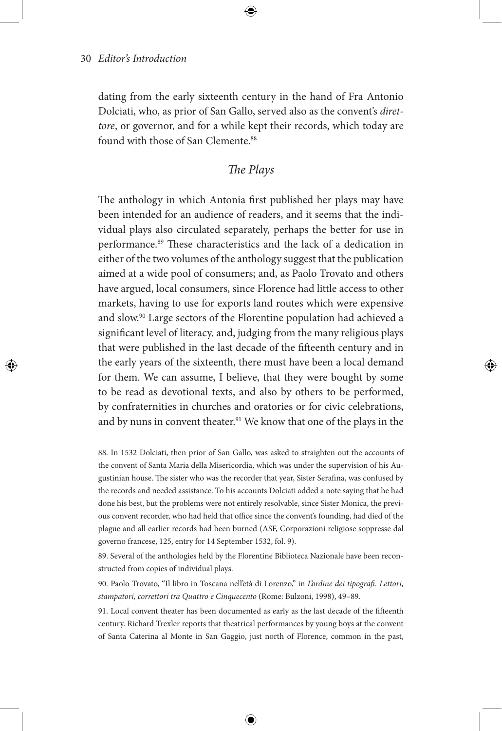dating from the early sixteenth century in the hand of Fra Antonio Dolciati, who, as prior of San Gallo, served also as the convent's *direttore*, or governor, and for a while kept their records, which today are found with those of San Clemente.[88]

## *The Plays*

The anthology in which Antonia first published her plays may have been intended for an audience of readers, and it seems that the individual plays also circulated separately, perhaps the better for use in performance.[89] These characteristics and the lack of a dedication in either of the two volumes of the anthology suggest that the publication aimed at a wide pool of consumers; and, as Paolo Trovato and others have argued, local consumers, since Florence had little access to other markets, having to use for exports land routes which were expensive and slow.[90] Large sectors of the Florentine population had achieved a significant level of literacy, and, judging from the many religious plays that were published in the last decade of the fifteenth century and in the early years of the sixteenth, there must have been a local demand for them. We can assume, I believe, that they were bought by some to be read as devotional texts, and also by others to be performed, by confraternities in churches and oratories or for civic celebrations, and by nuns in convent theater.[91] We know that one of the plays in the

88. In 1532 Dolciati, then prior of San Gallo, was asked to straighten out the accounts of the convent of Santa Maria della Misericordia, which was under the supervision of his Augustinian house. The sister who was the recorder that year, Sister Serafina, was confused by the records and needed assistance. To his accounts Dolciati added a note saying that he had done his best, but the problems were not entirely resolvable, since Sister Monica, the previous convent recorder, who had held that office since the convent's founding, had died of the plague and all earlier records had been burned (ASF, Corporazioni religiose soppresse dal governo francese, 125, entry for 14 September 1532, fol. 9).

89. Several of the anthologies held by the Florentine Biblioteca Nazionale have been reconstructed from copies of individual plays.

90. Paolo Trovato, "Il libro in Toscana nell'età di Lorenzo," in *L'ordine dei tipografi. Lettori, stampatori, correttori tra Quattro e Cinquecento* (Rome: Bulzoni, 1998), 49–89.

91. Local convent theater has been documented as early as the last decade of the fifteenth century. Richard Trexler reports that theatrical performances by young boys at the convent of Santa Caterina al Monte in San Gaggio, just north of Florence, common in the past,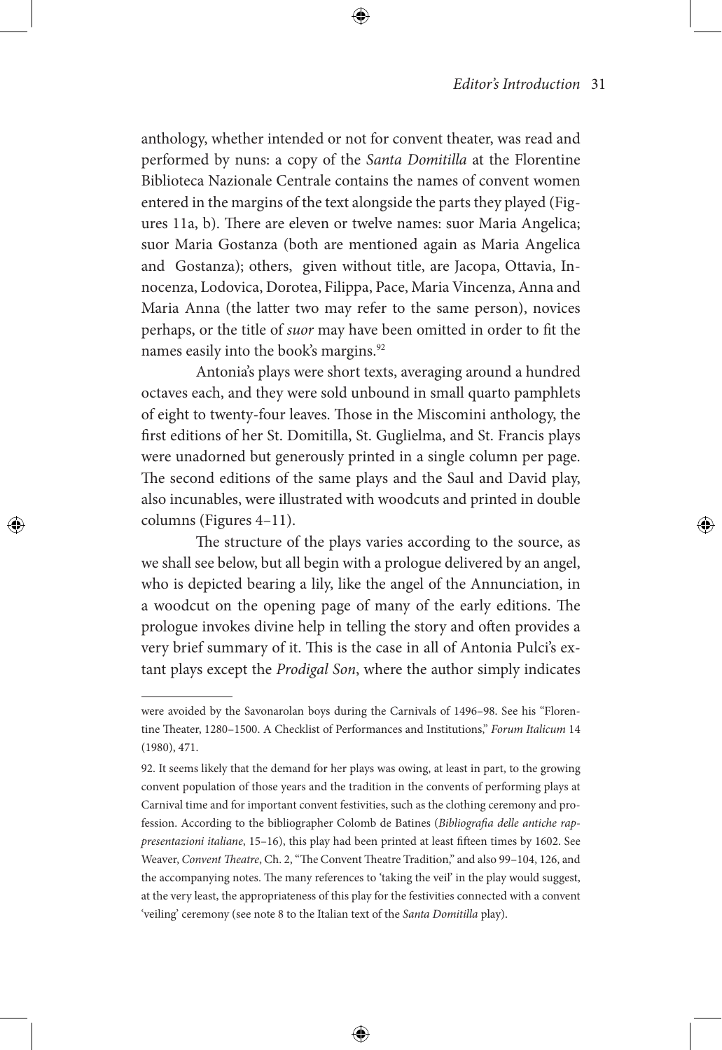anthology, whether intended or not for convent theater, was read and performed by nuns: a copy of the *Santa Domitilla* at the Florentine Biblioteca Nazionale Centrale contains the names of convent women entered in the margins of the text alongside the parts they played (Figures 11a, b). There are eleven or twelve names: suor Maria Angelica; suor Maria Gostanza (both are mentioned again as Maria Angelica and Gostanza); others, given without title, are Jacopa, Ottavia, Innocenza, Lodovica, Dorotea, Filippa, Pace, Maria Vincenza, Anna and Maria Anna (the latter two may refer to the same person), novices perhaps, or the title of *suor* may have been omitted in order to fit the names easily into the book's margins.[92]

Antonia's plays were short texts, averaging around a hundred octaves each, and they were sold unbound in small quarto pamphlets of eight to twenty-four leaves. Those in the Miscomini anthology, the first editions of her St. Domitilla, St. Guglielma, and St. Francis plays were unadorned but generously printed in a single column per page. The second editions of the same plays and the Saul and David play, also incunables, were illustrated with woodcuts and printed in double columns (Figures 4–11).

The structure of the plays varies according to the source, as we shall see below, but all begin with a prologue delivered by an angel, who is depicted bearing a lily, like the angel of the Annunciation, in a woodcut on the opening page of many of the early editions. The prologue invokes divine help in telling the story and often provides a very brief summary of it. This is the case in all of Antonia Pulci's extant plays except the *Prodigal Son*, where the author simply indicates

---

were avoided by the Savonarolan boys during the Carnivals of 1496–98. See his "Florentine Theater, 1280–1500. A Checklist of Performances and Institutions," *Forum Italicum* 14 (1980), 471.

92. It seems likely that the demand for her plays was owing, at least in part, to the growing convent population of those years and the tradition in the convents of performing plays at Carnival time and for important convent festivities, such as the clothing ceremony and profession. According to the bibliographer Colomb de Batines (*Bibliografia delle antiche rappresentazioni italiane*, 15–16), this play had been printed at least fifteen times by 1602. See Weaver, *Convent Theatre*, Ch. 2, "The Convent Theatre Tradition," and also 99–104, 126, and the accompanying notes. The many references to 'taking the veil' in the play would suggest, at the very least, the appropriateness of this play for the festivities connected with a convent 'veiling' ceremony (see note 8 to the Italian text of the *Santa Domitilla* play).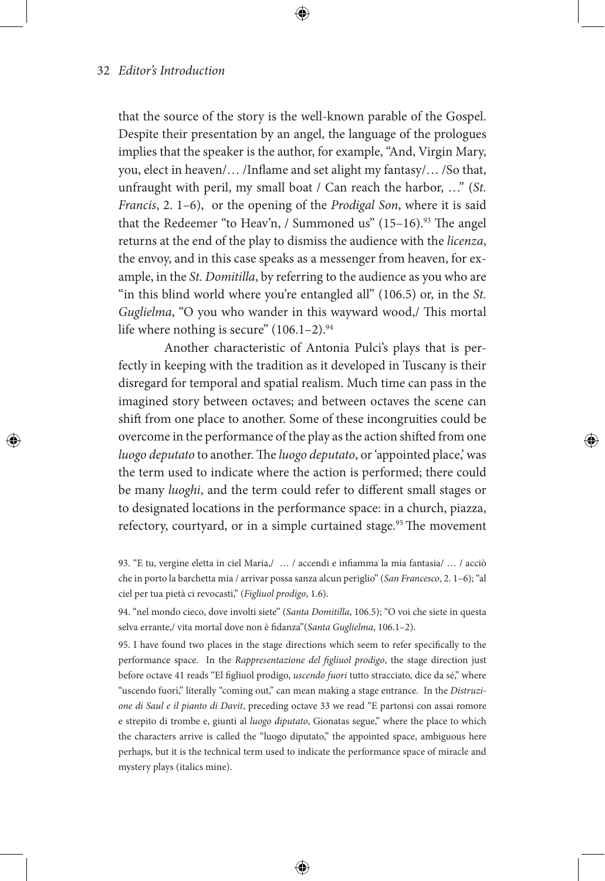that the source of the story is the well-known parable of the Gospel. Despite their presentation by an angel, the language of the prologues implies that the speaker is the author, for example, "And, Virgin Mary, you, elect in heaven/… /Inflame and set alight my fantasy/… /So that, unfraught with peril, my small boat / Can reach the harbor, …" (*St. Francis*, 2. 1–6), or the opening of the *Prodigal Son*, where it is said that the Redeemer "to Heav'n, / Summoned us" (15–16).[93] The angel returns at the end of the play to dismiss the audience with the *licenza*, the envoy, and in this case speaks as a messenger from heaven, for example, in the *St. Domitilla*, by referring to the audience as you who are "in this blind world where you're entangled all" (106.5) or, in the *St. Guglielma*, "O you who wander in this wayward wood,/ This mortal life where nothing is secure" (106.1–2).[94]

Another characteristic of Antonia Pulci's plays that is perfectly in keeping with the tradition as it developed in Tuscany is their disregard for temporal and spatial realism. Much time can pass in the imagined story between octaves; and between octaves the scene can shift from one place to another. Some of these incongruities could be overcome in the performance of the play as the action shifted from one *luogo deputato* to another. The *luogo deputato*, or 'appointed place,' was the term used to indicate where the action is performed; there could be many *luoghi*, and the term could refer to different small stages or to designated locations in the performance space: in a church, piazza, refectory, courtyard, or in a simple curtained stage.[95] The movement

93. "E tu, vergine eletta in ciel Maria,/ … / accendi e infiamma la mia fantasia/ … / acciò che in porto la barchetta mia / arrivar possa sanza alcun periglio" (*San Francesco*, 2. 1–6); "al ciel per tua pietà ci revocasti," (*Figliuol prodigo*, 1.6).

94. "nel mondo cieco, dove involti siete" (*Santa Domitilla*, 106.5); "O voi che siete in questa selva errante,/ vita mortal dove non è fidanza"(*Santa Guglielma*, 106.1–2).

95. I have found two places in the stage directions which seem to refer specifically to the performance space. In the *Rappresentazione del figliuol prodigo*, the stage direction just before octave 41 reads "El figliuol prodigo, *uscendo fuori* tutto stracciato, dice da sé," where "uscendo fuori," literally "coming out," can mean making a stage entrance. In the *Distruzione di Saul e il pianto di Davit*, preceding octave 33 we read "E partonsi con assai romore e strepito di trombe e, giunti al *luogo diputato*, Gionatas segue," where the place to which the characters arrive is called the "luogo diputato," the appointed space, ambiguous here perhaps, but it is the technical term used to indicate the performance space of miracle and mystery plays (italics mine).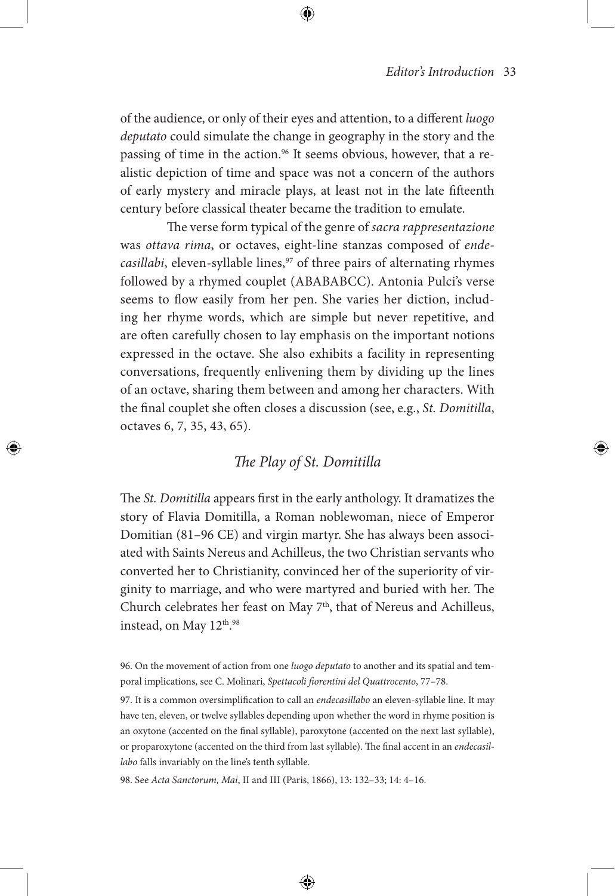of the audience, or only of their eyes and attention, to a different *luogo deputato* could simulate the change in geography in the story and the passing of time in the action.[96] It seems obvious, however, that a realistic depiction of time and space was not a concern of the authors of early mystery and miracle plays, at least not in the late fifteenth century before classical theater became the tradition to emulate.

The verse form typical of the genre of *sacra rappresentazione* was *ottava rima*, or octaves, eight-line stanzas composed of *endecasillabi*, eleven-syllable lines,[97] of three pairs of alternating rhymes followed by a rhymed couplet (ABABABCC). Antonia Pulci's verse seems to flow easily from her pen. She varies her diction, including her rhyme words, which are simple but never repetitive, and are often carefully chosen to lay emphasis on the important notions expressed in the octave. She also exhibits a facility in representing conversations, frequently enlivening them by dividing up the lines of an octave, sharing them between and among her characters. With the final couplet she often closes a discussion (see, e.g., *St. Domitilla*, octaves 6, 7, 35, 43, 65).

## *The Play of St. Domitilla*

The *St. Domitilla* appears first in the early anthology. It dramatizes the story of Flavia Domitilla, a Roman noblewoman, niece of Emperor Domitian (81–96 CE) and virgin martyr. She has always been associated with Saints Nereus and Achilleus, the two Christian servants who converted her to Christianity, convinced her of the superiority of virginity to marriage, and who were martyred and buried with her. The Church celebrates her feast on May 7th, that of Nereus and Achilleus, instead, on May 12th.[98]

96. On the movement of action from one *luogo deputato* to another and its spatial and temporal implications, see C. Molinari, *Spettacoli fiorentini del Quattrocento*, 77–78.

97. It is a common oversimplification to call an *endecasillabo* an eleven-syllable line. It may have ten, eleven, or twelve syllables depending upon whether the word in rhyme position is an oxytone (accented on the final syllable), paroxytone (accented on the next last syllable), or proparoxytone (accented on the third from last syllable). The final accent in an *endecasillabo* falls invariably on the line's tenth syllable.

98. See *Acta Sanctorum, Mai*, II and III (Paris, 1866), 13: 132–33; 14: 4–16.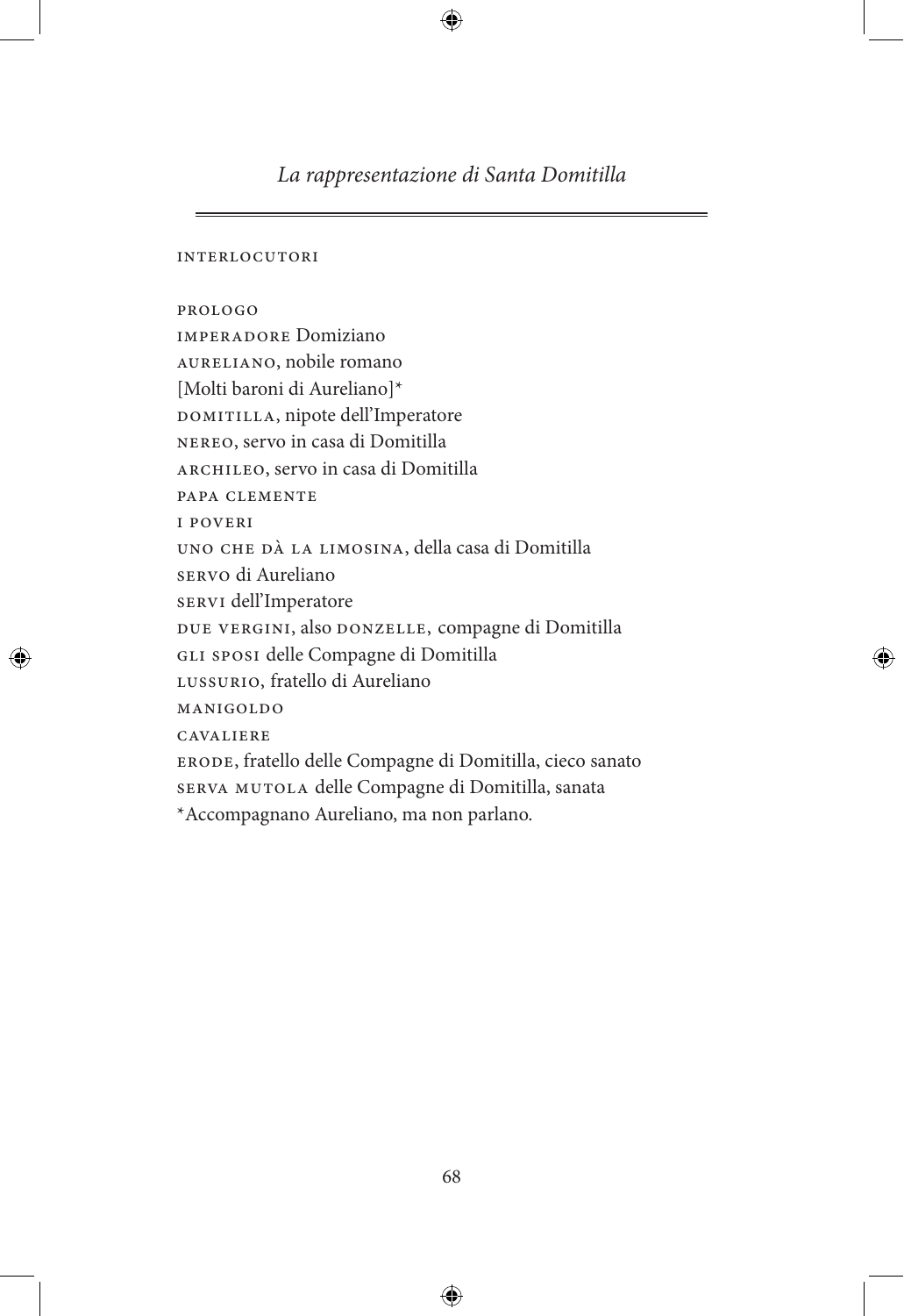# *La rappresentazione di Santa Domitilla*

INTERLOCUTORI

PROLOGO  
IMPERADORE Domiziano  
AURELIANO, nobile romano  
[Molti baroni di Aureliano]*  
DOMITILLA, nipote dell'Imperatore  
NEREO, servo in casa di Domitilla  
ARCHILEO, servo in casa di Domitilla  
PAPA CLEMENTE  
I POVERI  
UNO CHE DÀ LA LIMOSINA, della casa di Domitilla  
SERVO di Aureliano  
SERVI dell'Imperatore  
DUE VERGINI, also DONZELLE, compagne di Domitilla  
GLI SPOSI delle Compagne di Domitilla  
LUSSURIO, fratello di Aureliano  
MANIGOLDO  
CAVALIERE  
ERODE, fratello delle Compagne di Domitilla, cieco sanato  
SERVA MUTOLA delle Compagne di Domitilla, sanata  
*Accompagnano Aureliano, ma non parlano.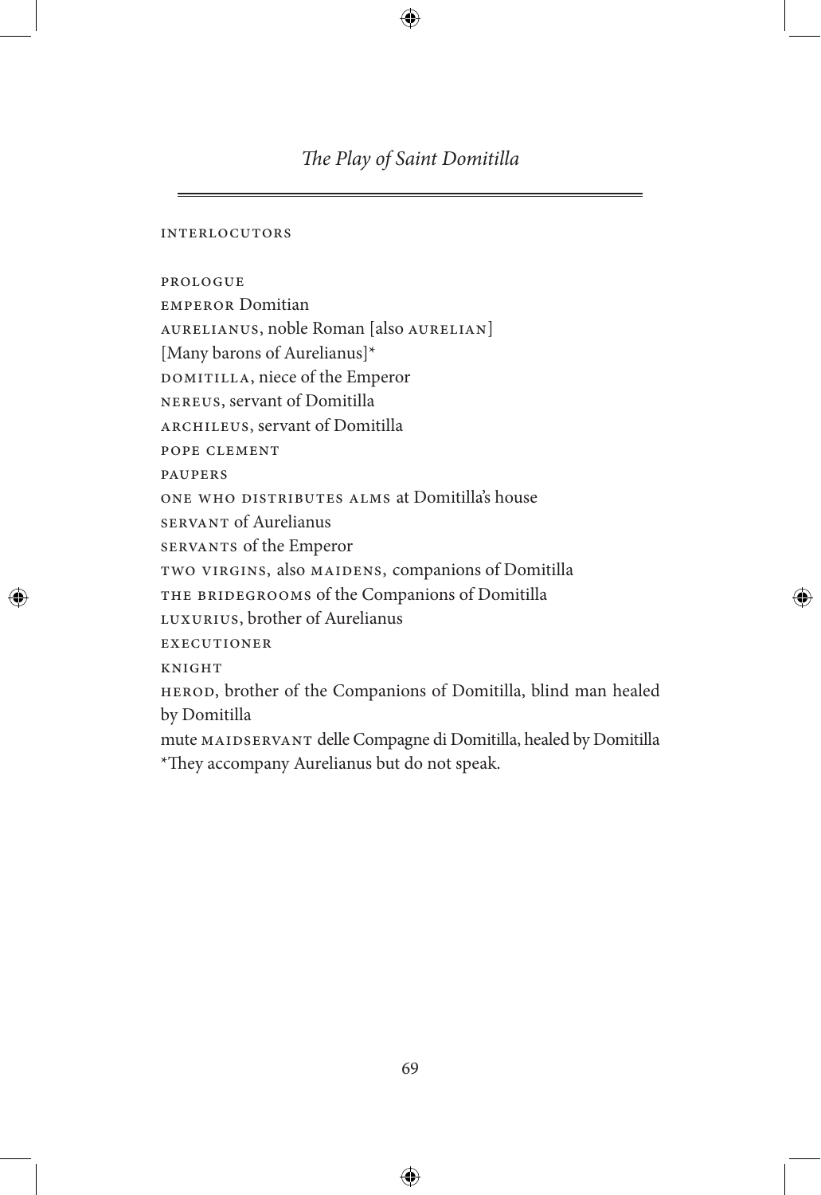## *The Play of Saint Domitilla*

INTERLOCUTORS

PROLOGUE
EMPEROR Domitian
AURELIANUS, noble Roman [also AURELIAN]
[Many barons of Aurelianus]*
DOMITILLA, niece of the Emperor
NEREUS, servant of Domitilla
ARCHILEUS, servant of Domitilla
POPE CLEMENT
PAUPERS
ONE WHO DISTRIBUTES ALMS at Domitilla's house
SERVANT of Aurelianus
SERVANTS of the Emperor
TWO VIRGINS, also MAIDENS, companions of Domitilla
THE BRIDEGROOMS of the Companions of Domitilla
LUXURIUS, brother of Aurelianus
EXECUTIONER
KNIGHT
HEROD, brother of the Companions of Domitilla, blind man healed by Domitilla
mute MAIDSERVANT delle Compagne di Domitilla, healed by Domitilla
*They accompany Aurelianus but do not speak.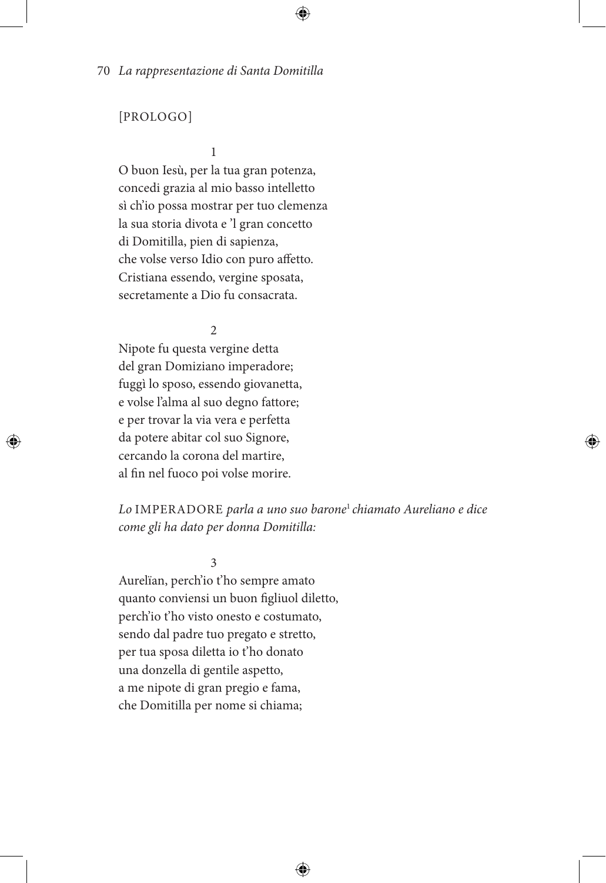[PROLOGO]

1

O buon Iesù, per la tua gran potenza,
concedi grazia al mio basso intelletto
sì ch'io possa mostrar per tuo clemenza
la sua storia divota e 'l gran concetto
di Domitilla, pien di sapienza,
che volse verso Idio con puro affetto.
Cristiana essendo, vergine sposata,
secretamente a Dio fu consacrata.

2

Nipote fu questa vergine detta
del gran Domiziano imperadore;
fuggì lo sposo, essendo giovanetta,
e volse l'alma al suo degno fattore;
e per trovar la via vera e perfetta
da potere abitar col suo Signore,
cercando la corona del martire,
al fin nel fuoco poi volse morire.

*Lo* IMPERADORE *parla a uno suo barone*[1] *chiamato Aureliano e dice come gli ha dato per donna Domitilla:*

3

Aurelïan, perch'io t'ho sempre amato
quanto conviensi un buon figliuol diletto,
perch'io t'ho visto onesto e costumato,
sendo dal padre tuo pregato e stretto,
per tua sposa diletta io t'ho donato
una donzella di gentile aspetto,
a me nipote di gran pregio e fama,
che Domitilla per nome si chiama;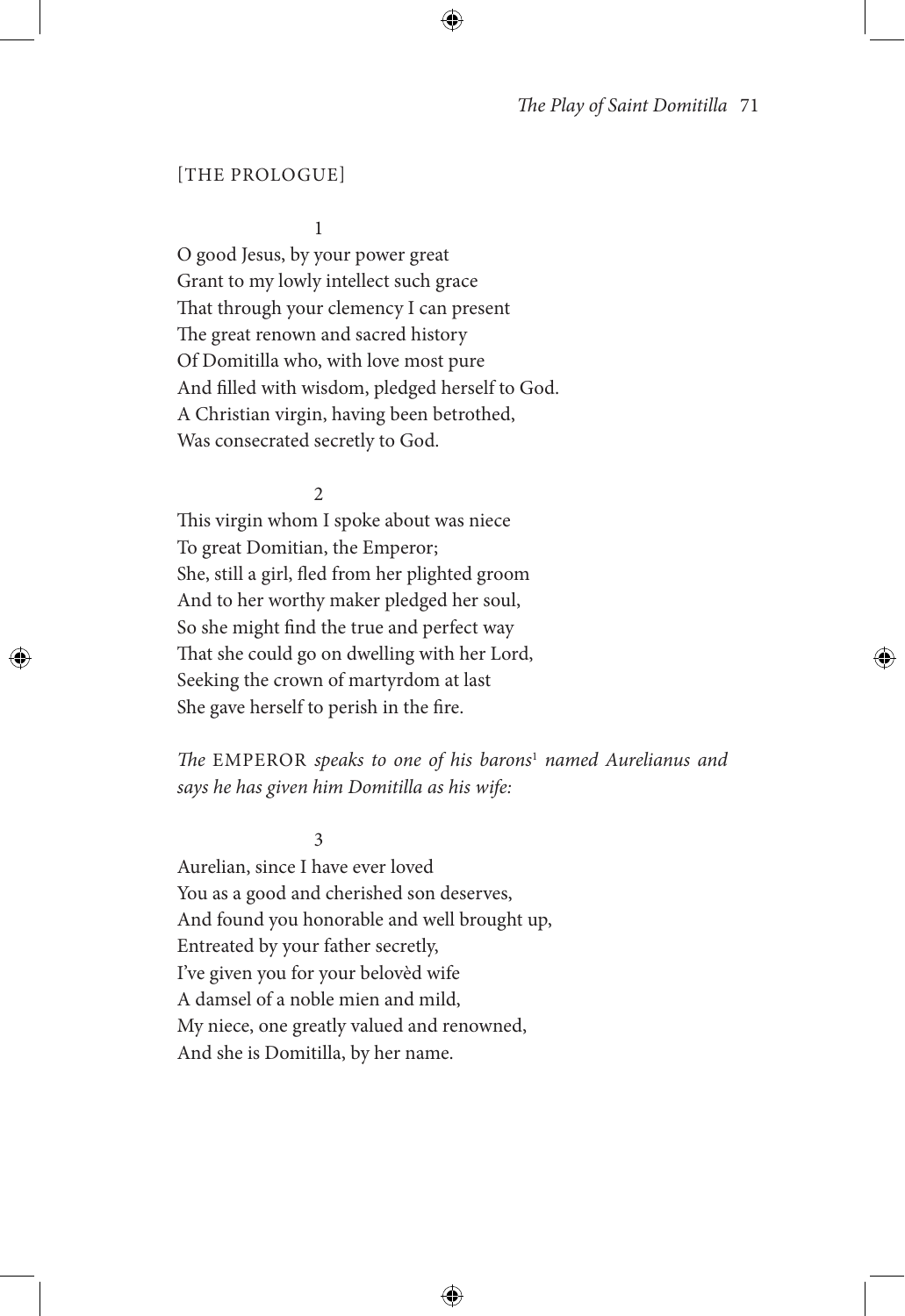[THE PROLOGUE]

1

O good Jesus, by your power great  
Grant to my lowly intellect such grace  
That through your clemency I can present  
The great renown and sacred history  
Of Domitilla who, with love most pure  
And filled with wisdom, pledged herself to God.  
A Christian virgin, having been betrothed,  
Was consecrated secretly to God.

2

This virgin whom I spoke about was niece  
To great Domitian, the Emperor;  
She, still a girl, fled from her plighted groom  
And to her worthy maker pledged her soul,  
So she might find the true and perfect way  
That she could go on dwelling with her Lord,  
Seeking the crown of martyrdom at last  
She gave herself to perish in the fire.

*The* EMPEROR *speaks to one of his barons*[1] *named Aurelianus and says he has given him Domitilla as his wife:*

3

Aurelian, since I have ever loved  
You as a good and cherished son deserves,  
And found you honorable and well brought up,  
Entreated by your father secretly,  
I've given you for your belovèd wife  
A damsel of a noble mien and mild,  
My niece, one greatly valued and renowned,  
And she is Domitilla, by her name.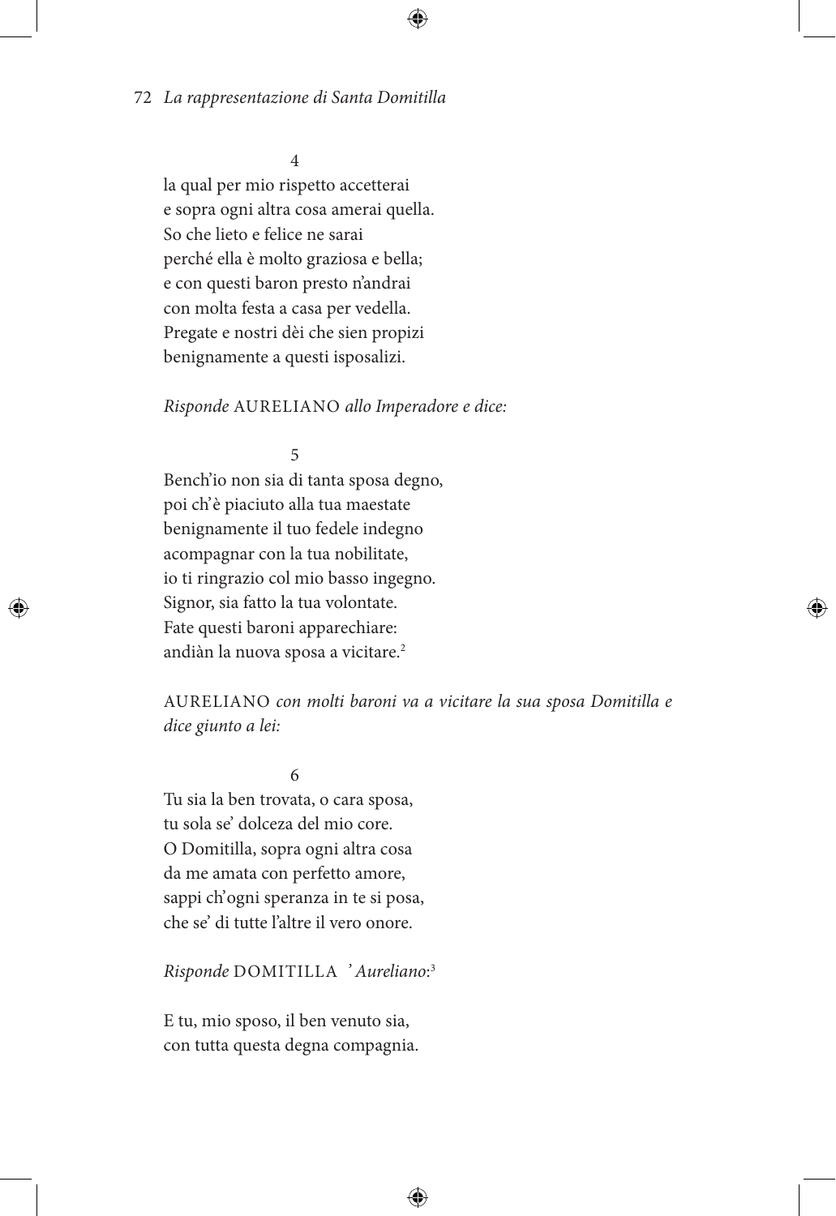4

la qual per mio rispetto accetterai  
e sopra ogni altra cosa amerai quella.  
So che lieto e felice ne sarai  
perché ella è molto graziosa e bella;  
e con questi baron presto n'andrai  
con molta festa a casa per vedella.  
Pregate e nostri dèi che sien propizi  
benignamente a questi isposalizi.

*Risponde* AURELIANO *allo Imperadore e dice:*

5

Bench'io non sia di tanta sposa degno,  
poi ch'è piaciuto alla tua maestate  
benignamente il tuo fedele indegno  
acompagnar con la tua nobilitate,  
io ti ringrazio col mio basso ingegno.  
Signor, sia fatto la tua volontate.  
Fate questi baroni apparechiare:  
andiàn la nuova sposa a vicitare.[2]

AURELIANO *con molti baroni va a vicitare la sua sposa Domitilla e dice giunto a lei:*

6

Tu sia la ben trovata, o cara sposa,  
tu sola se' dolceza del mio core.  
O Domitilla, sopra ogni altra cosa  
da me amata con perfetto amore,  
sappi ch'ogni speranza in te si posa,  
che se' di tutte l'altre il vero onore.

*Risponde* DOMITILLA *' Aureliano:*[3]

E tu, mio sposo, il ben venuto sia,  
con tutta questa degna compagnia.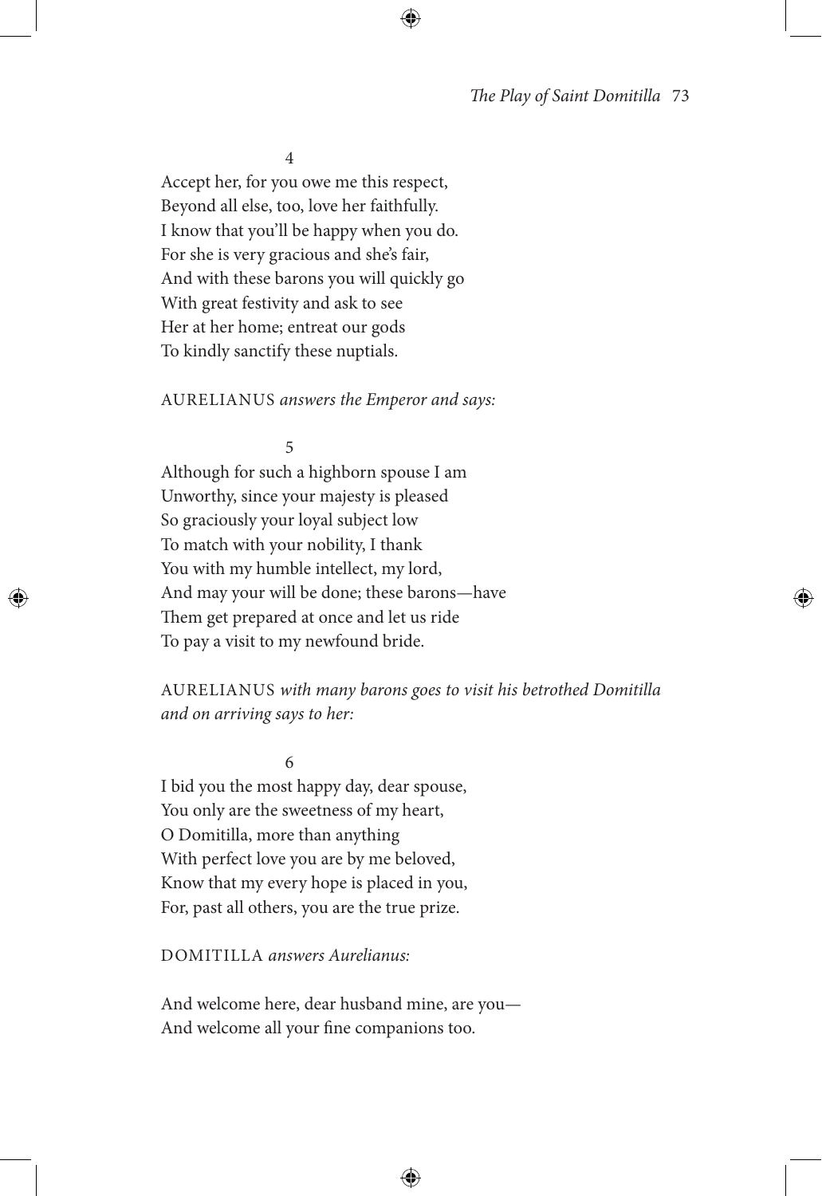4

Accept her, for you owe me this respect,
Beyond all else, too, love her faithfully.
I know that you'll be happy when you do.
For she is very gracious and she's fair,
And with these barons you will quickly go
With great festivity and ask to see
Her at her home; entreat our gods
To kindly sanctify these nuptials.

AURELIANUS *answers the Emperor and says:*

5

Although for such a highborn spouse I am
Unworthy, since your majesty is pleased
So graciously your loyal subject low
To match with your nobility, I thank
You with my humble intellect, my lord,
And may your will be done; these barons—have
Them get prepared at once and let us ride
To pay a visit to my newfound bride.

AURELIANUS *with many barons goes to visit his betrothed Domitilla and on arriving says to her:*

6

I bid you the most happy day, dear spouse,
You only are the sweetness of my heart,
O Domitilla, more than anything
With perfect love you are by me beloved,
Know that my every hope is placed in you,
For, past all others, you are the true prize.

DOMITILLA *answers Aurelianus:*

And welcome here, dear husband mine, are you—
And welcome all your fine companions too.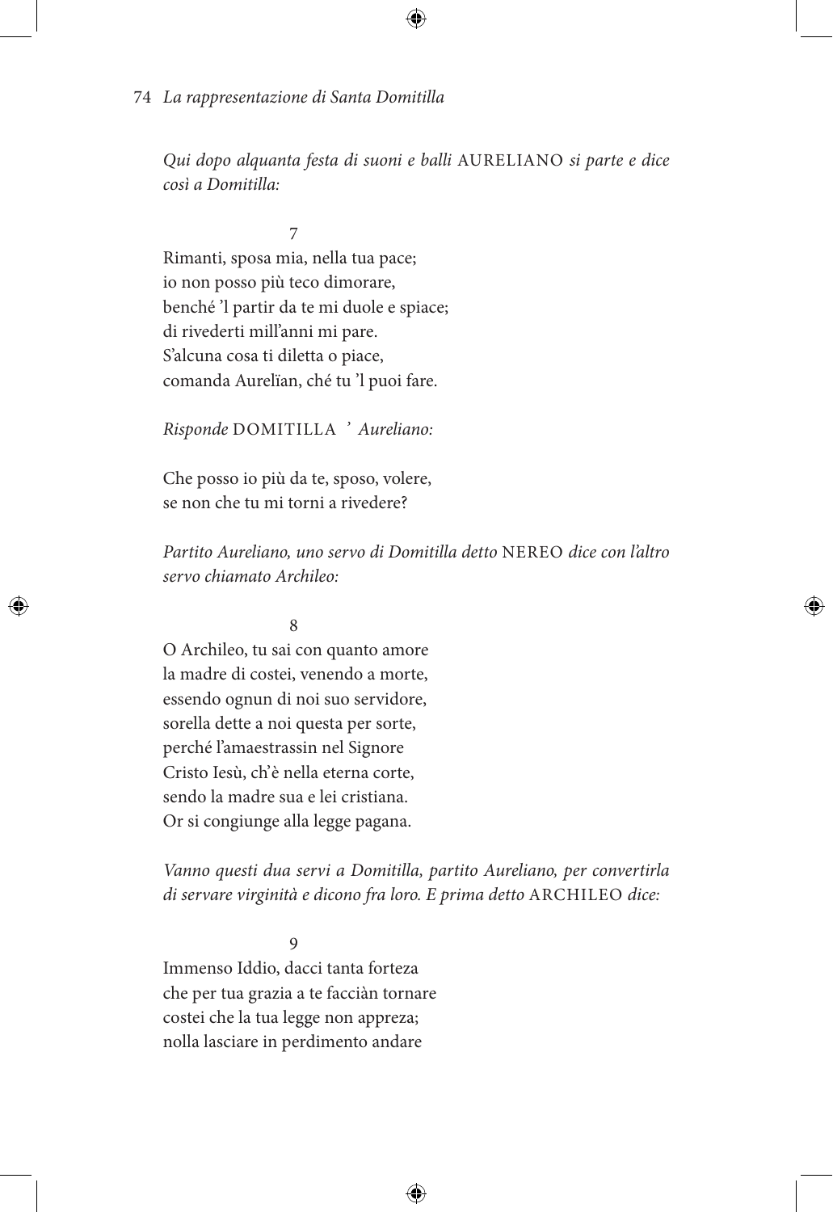*Qui dopo alquanta festa di suoni e balli* AURELIANO *si parte e dice così a Domitilla:*

7

Rimanti, sposa mia, nella tua pace;
io non posso più teco dimorare,
benché 'l partir da te mi duole e spiace;
di rivederti mill'anni mi pare.
S'alcuna cosa ti diletta o piace,
comanda Aurelïan, ché tu 'l puoi fare.

*Risponde* DOMITILLA *' Aureliano:*

Che posso io più da te, sposo, volere,
se non che tu mi torni a rivedere?

*Partito Aureliano, uno servo di Domitilla detto* NEREO *dice con l'altro servo chiamato Archileo:*

8

O Archileo, tu sai con quanto amore
la madre di costei, venendo a morte,
essendo ognun di noi suo servidore,
sorella dette a noi questa per sorte,
perché l'amaestrassin nel Signore
Cristo Iesù, ch'è nella eterna corte,
sendo la madre sua e lei cristiana.
Or si congiunge alla legge pagana.

*Vanno questi dua servi a Domitilla, partito Aureliano, per convertirla di servare virginità e dicono fra loro. E prima detto* ARCHILEO *dice:*

9

Immenso Iddio, dacci tanta forteza
che per tua grazia a te facciàn tornare
costei che la tua legge non appreza;
nolla lasciare in perdimento andare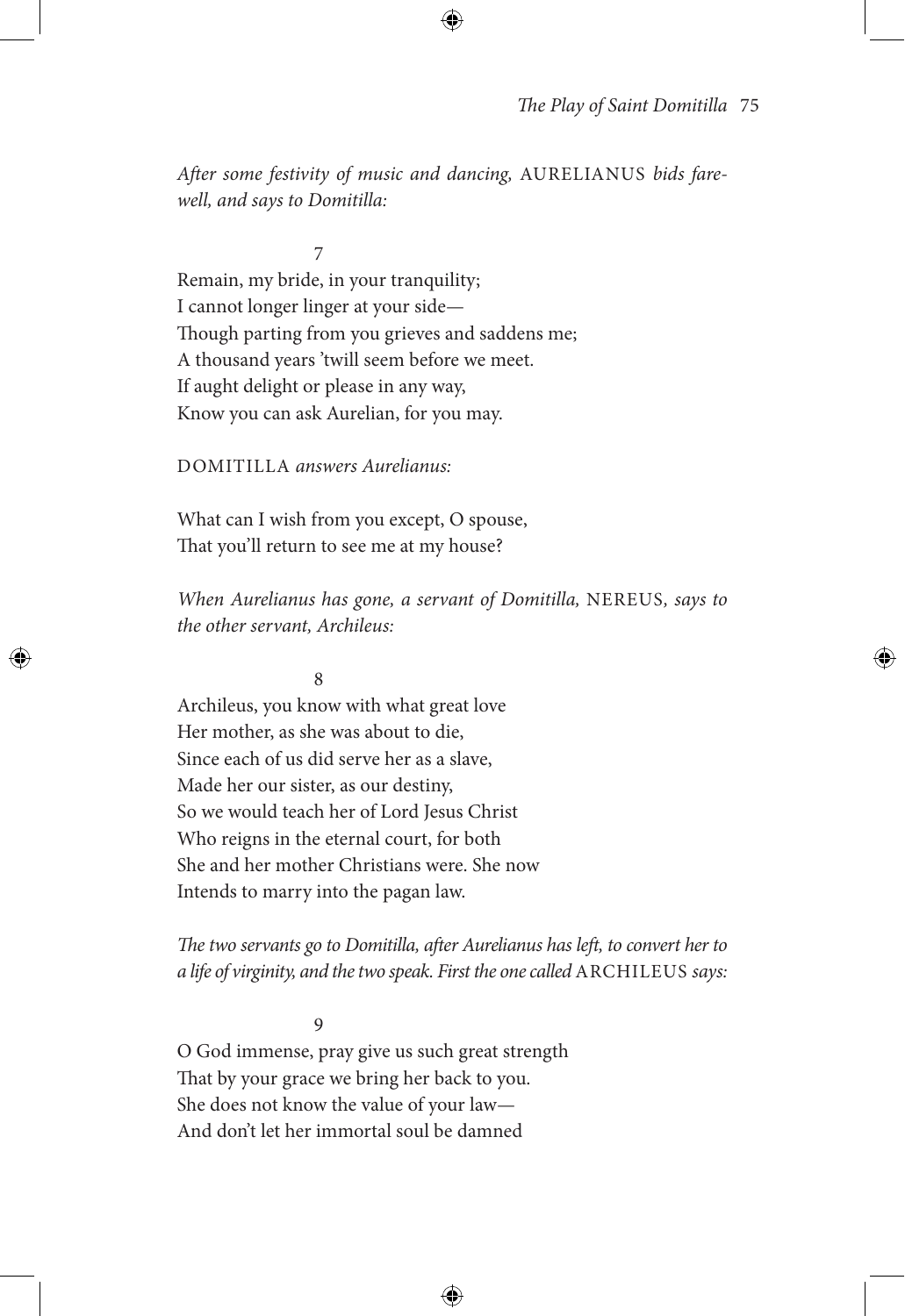*After some festivity of music and dancing,* AURELIANUS *bids farewell, and says to Domitilla:*

7

Remain, my bride, in your tranquility;  
I cannot longer linger at your side—  
Though parting from you grieves and saddens me;  
A thousand years 'twill seem before we meet.  
If aught delight or please in any way,  
Know you can ask Aurelian, for you may.

DOMITILLA *answers Aurelianus:*

What can I wish from you except, O spouse,  
That you'll return to see me at my house?

*When Aurelianus has gone, a servant of Domitilla,* NEREUS, *says to the other servant, Archileus:*

8

Archileus, you know with what great love  
Her mother, as she was about to die,  
Since each of us did serve her as a slave,  
Made her our sister, as our destiny,  
So we would teach her of Lord Jesus Christ  
Who reigns in the eternal court, for both  
She and her mother Christians were. She now  
Intends to marry into the pagan law.

*The two servants go to Domitilla, after Aurelianus has left, to convert her to a life of virginity, and the two speak. First the one called* ARCHILEUS *says:*

9

O God immense, pray give us such great strength  
That by your grace we bring her back to you.  
She does not know the value of your law—  
And don't let her immortal soul be damned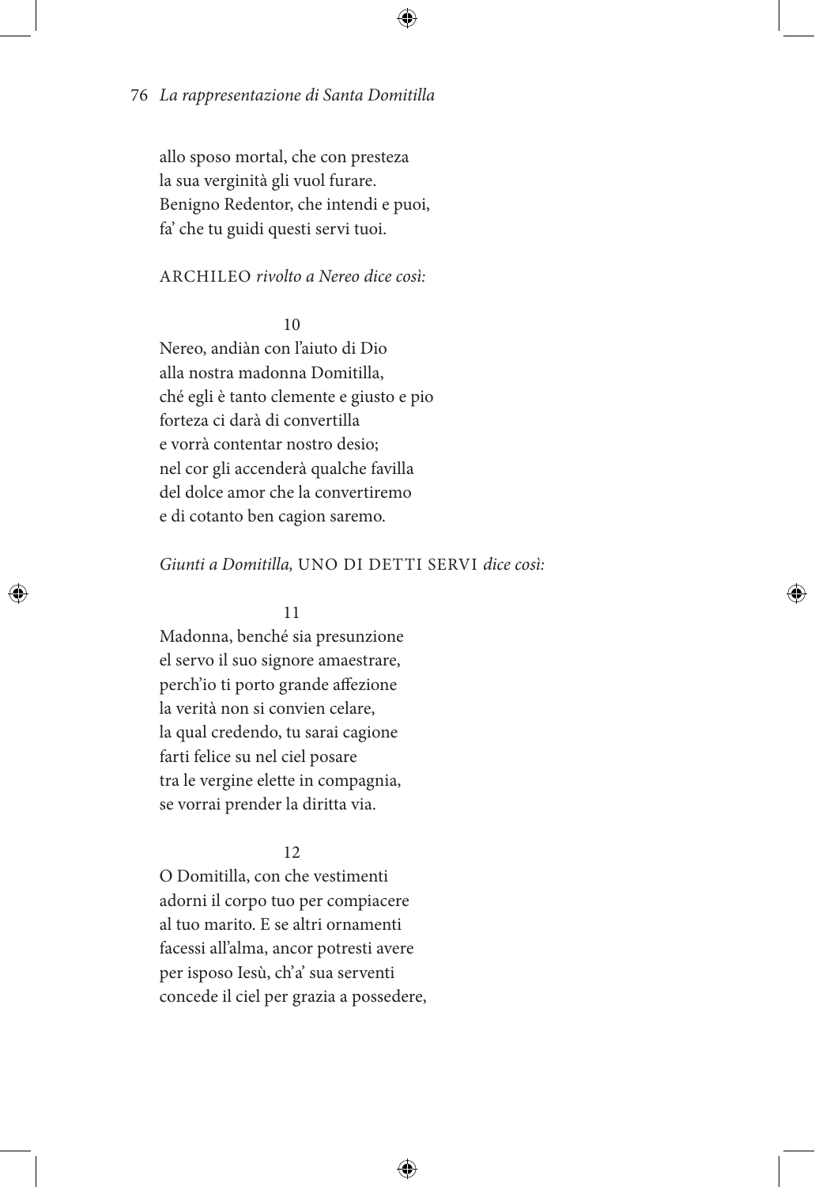allo sposo mortal, che con presteza
la sua verginità gli vuol furare.
Benigno Redentor, che intendi e puoi,
fa' che tu guidi questi servi tuoi.

ARCHILEO *rivolto a Nereo dice così:*

10

Nereo, andiàn con l'aiuto di Dio
alla nostra madonna Domitilla,
ché egli è tanto clemente e giusto e pio
forteza ci darà di convertilla
e vorrà contentar nostro desio;
nel cor gli accenderà qualche favilla
del dolce amor che la convertiremo
e di cotanto ben cagion saremo.

*Giunti a Domitilla,* UNO DI DETTI SERVI *dice così:*

11

Madonna, benché sia presunzione
el servo il suo signore amaestrare,
perch'io ti porto grande affezione
la verità non si convien celare,
la qual credendo, tu sarai cagione
farti felice su nel ciel posare
tra le vergine elette in compagnia,
se vorrai prender la diritta via.

12

O Domitilla, con che vestimenti
adorni il corpo tuo per compiacere
al tuo marito. E se altri ornamenti
facessi all'alma, ancor potresti avere
per isposo Iesù, ch'a' sua serventi
concede il ciel per grazia a possedere,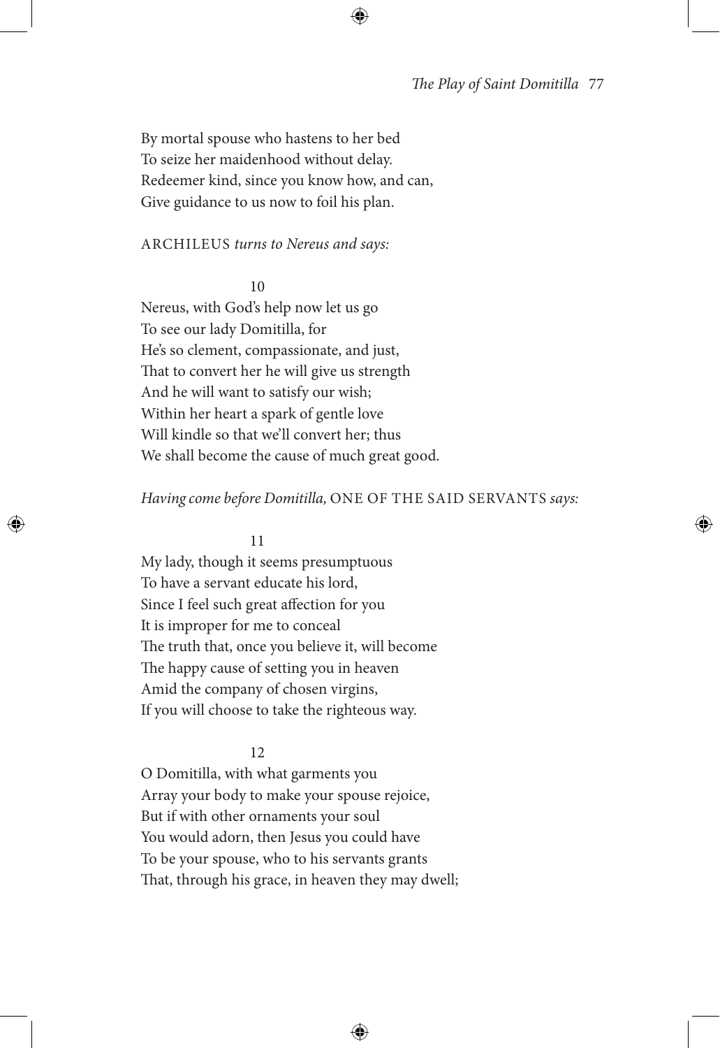By mortal spouse who hastens to her bed  
To seize her maidenhood without delay.  
Redeemer kind, since you know how, and can,  
Give guidance to us now to foil his plan.

ARCHILEUS *turns to Nereus and says:*

10

Nereus, with God's help now let us go  
To see our lady Domitilla, for  
He's so clement, compassionate, and just,  
That to convert her he will give us strength  
And he will want to satisfy our wish;  
Within her heart a spark of gentle love  
Will kindle so that we'll convert her; thus  
We shall become the cause of much great good.

*Having come before Domitilla,* ONE OF THE SAID SERVANTS *says:*

11

My lady, though it seems presumptuous  
To have a servant educate his lord,  
Since I feel such great affection for you  
It is improper for me to conceal  
The truth that, once you believe it, will become  
The happy cause of setting you in heaven  
Amid the company of chosen virgins,  
If you will choose to take the righteous way.

12

O Domitilla, with what garments you  
Array your body to make your spouse rejoice,  
But if with other ornaments your soul  
You would adorn, then Jesus you could have  
To be your spouse, who to his servants grants  
That, through his grace, in heaven they may dwell;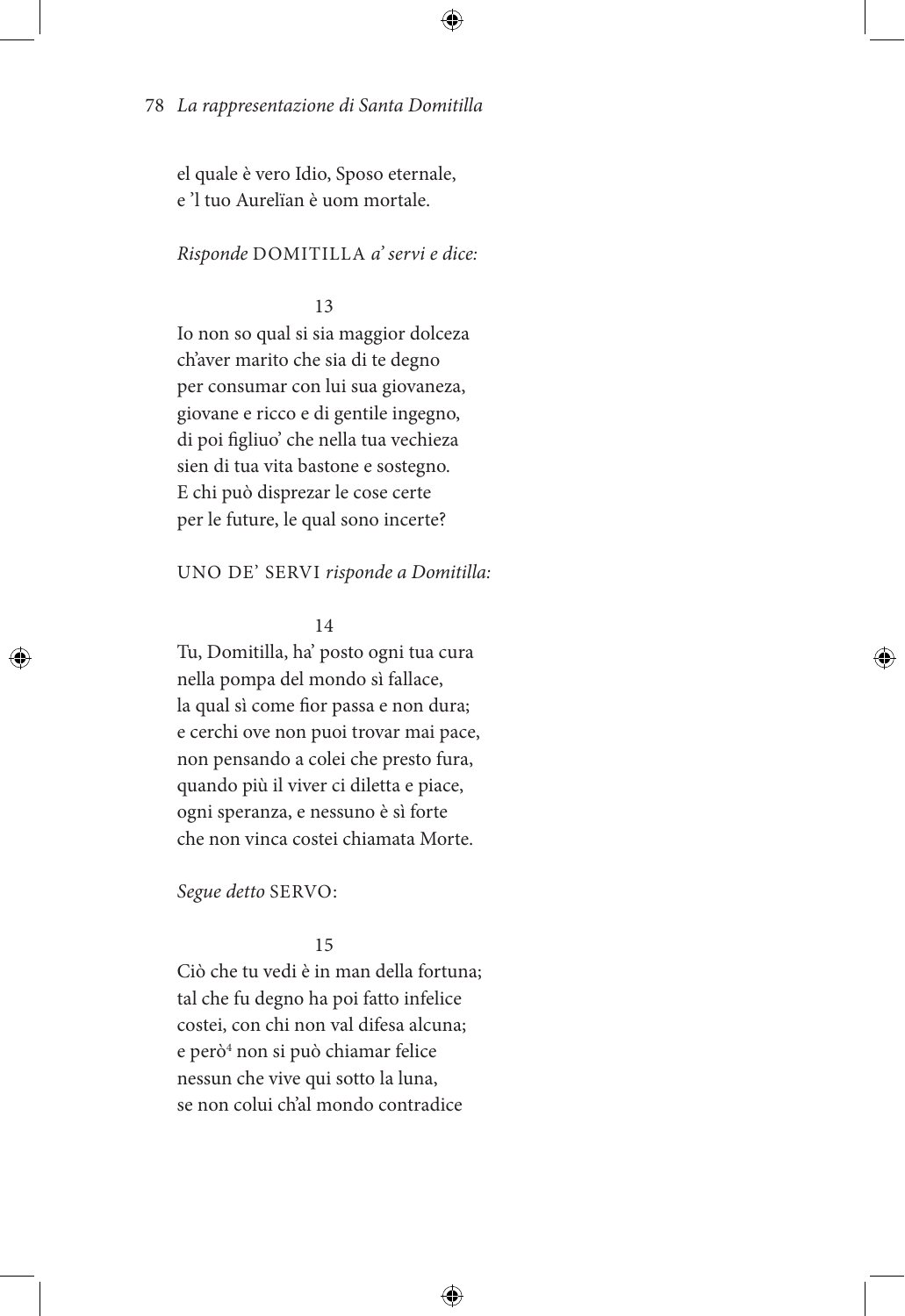el quale è vero Idio, Sposo eternale,  
e 'l tuo Aurelïan è uom mortale.

*Risponde* DOMITILLA *a' servi e dice:*

13

Io non so qual si sia maggior dolceza  
ch'aver marito che sia di te degno  
per consumar con lui sua giovaneza,  
giovane e ricco e di gentile ingegno,  
di poi figliuo' che nella tua vechieza  
sien di tua vita bastone e sostegno.  
E chi può disprezar le cose certe  
per le future, le qual sono incerte?

UNO DE' SERVI *risponde a Domitilla:*

14

Tu, Domitilla, ha' posto ogni tua cura  
nella pompa del mondo sì fallace,  
la qual sì come fior passa e non dura;  
e cerchi ove non puoi trovar mai pace,  
non pensando a colei che presto fura,  
quando più il viver ci diletta e piace,  
ogni speranza, e nessuno è sì forte  
che non vinca costei chiamata Morte.

*Segue detto* SERVO:

15

Ciò che tu vedi è in man della fortuna;  
tal che fu degno ha poi fatto infelice  
costei, con chi non val difesa alcuna;  
e però[4] non si può chiamar felice  
nessun che vive qui sotto la luna,  
se non colui ch'al mondo contradice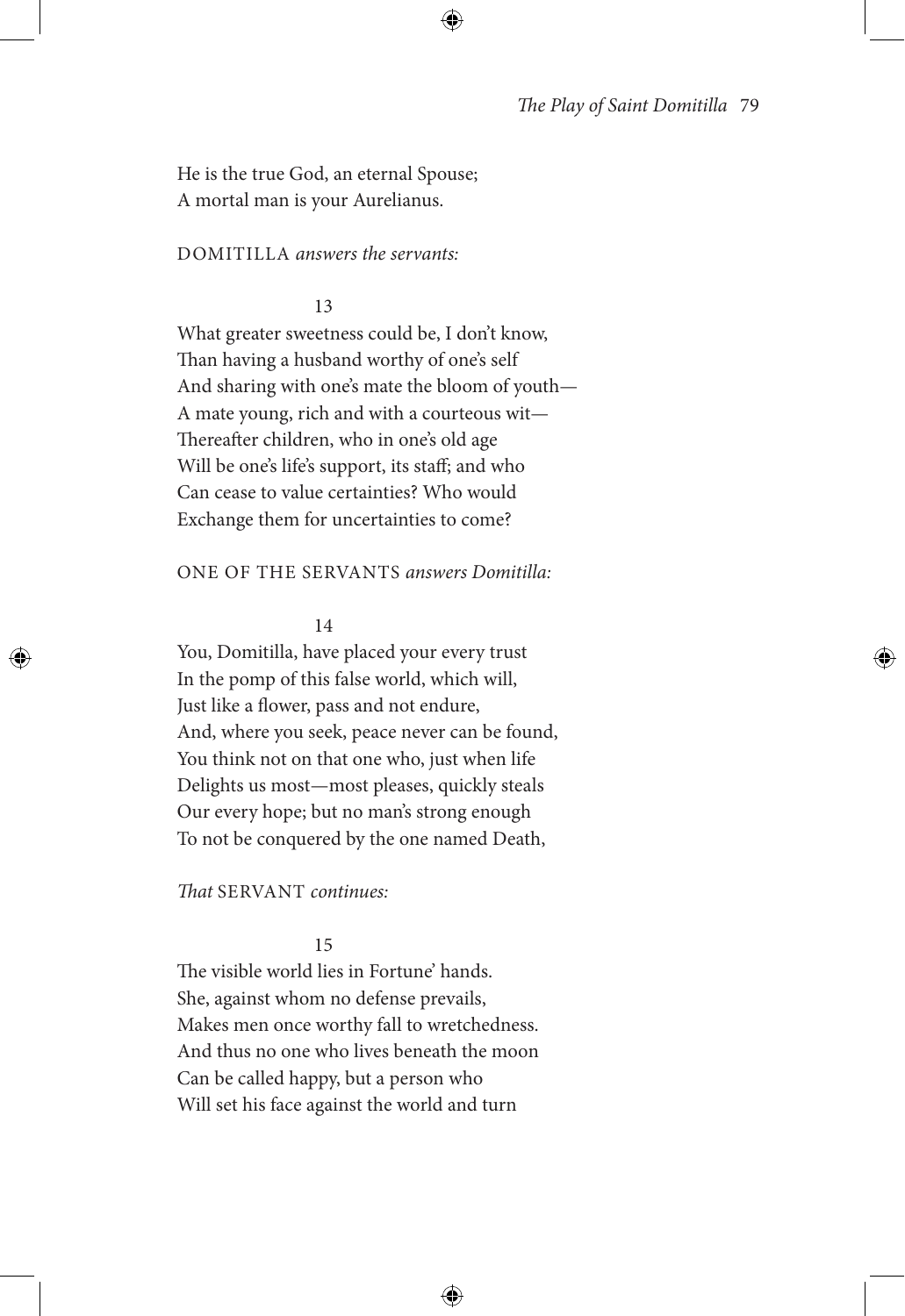He is the true God, an eternal Spouse;  
A mortal man is your Aurelianus.

DOMITILLA *answers the servants:*

13

What greater sweetness could be, I don't know,  
Than having a husband worthy of one's self  
And sharing with one's mate the bloom of youth—  
A mate young, rich and with a courteous wit—  
Thereafter children, who in one's old age  
Will be one's life's support, its staff; and who  
Can cease to value certainties? Who would  
Exchange them for uncertainties to come?

ONE OF THE SERVANTS *answers Domitilla:*

14

You, Domitilla, have placed your every trust  
In the pomp of this false world, which will,  
Just like a flower, pass and not endure,  
And, where you seek, peace never can be found,  
You think not on that one who, just when life  
Delights us most—most pleases, quickly steals  
Our every hope; but no man's strong enough  
To not be conquered by the one named Death,

*That* SERVANT *continues:*

15

The visible world lies in Fortune' hands.  
She, against whom no defense prevails,  
Makes men once worthy fall to wretchedness.  
And thus no one who lives beneath the moon  
Can be called happy, but a person who  
Will set his face against the world and turn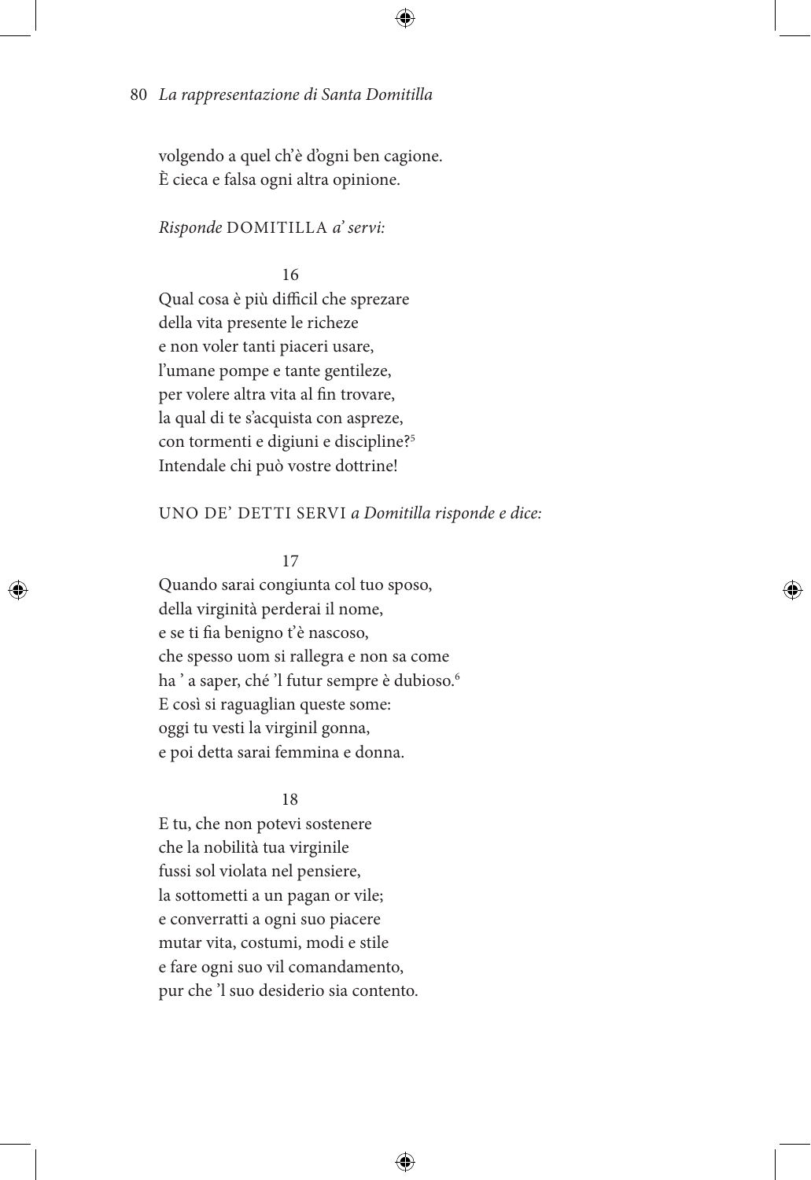volgendo a quel ch'è d'ogni ben cagione.
È cieca e falsa ogni altra opinione.

*Risponde* DOMITILLA *a' servi:*

16

Qual cosa è più difficil che sprezare
della vita presente le richeze
e non voler tanti piaceri usare,
l'umane pompe e tante gentileze,
per volere altra vita al fin trovare,
la qual di te s'acquista con aspreze,
con tormenti e digiuni e discipline?[5]
Intendale chi può vostre dottrine!

UNO DE' DETTI SERVI *a Domitilla risponde e dice:*

17

Quando sarai congiunta col tuo sposo,
della virginità perderai il nome,
e se ti fia benigno t'è nascoso,
che spesso uom si rallegra e non sa come
ha ' a saper, ché 'l futur sempre è dubioso.[6]
E così si raguaglian queste some:
oggi tu vesti la virginil gonna,
e poi detta sarai femmina e donna.

18

E tu, che non potevi sostenere
che la nobilità tua virginile
fussi sol violata nel pensiere,
la sottometti a un pagan or vile;
e converratti a ogni suo piacere
mutar vita, costumi, modi e stile
e fare ogni suo vil comandamento,
pur che 'l suo desiderio sia contento.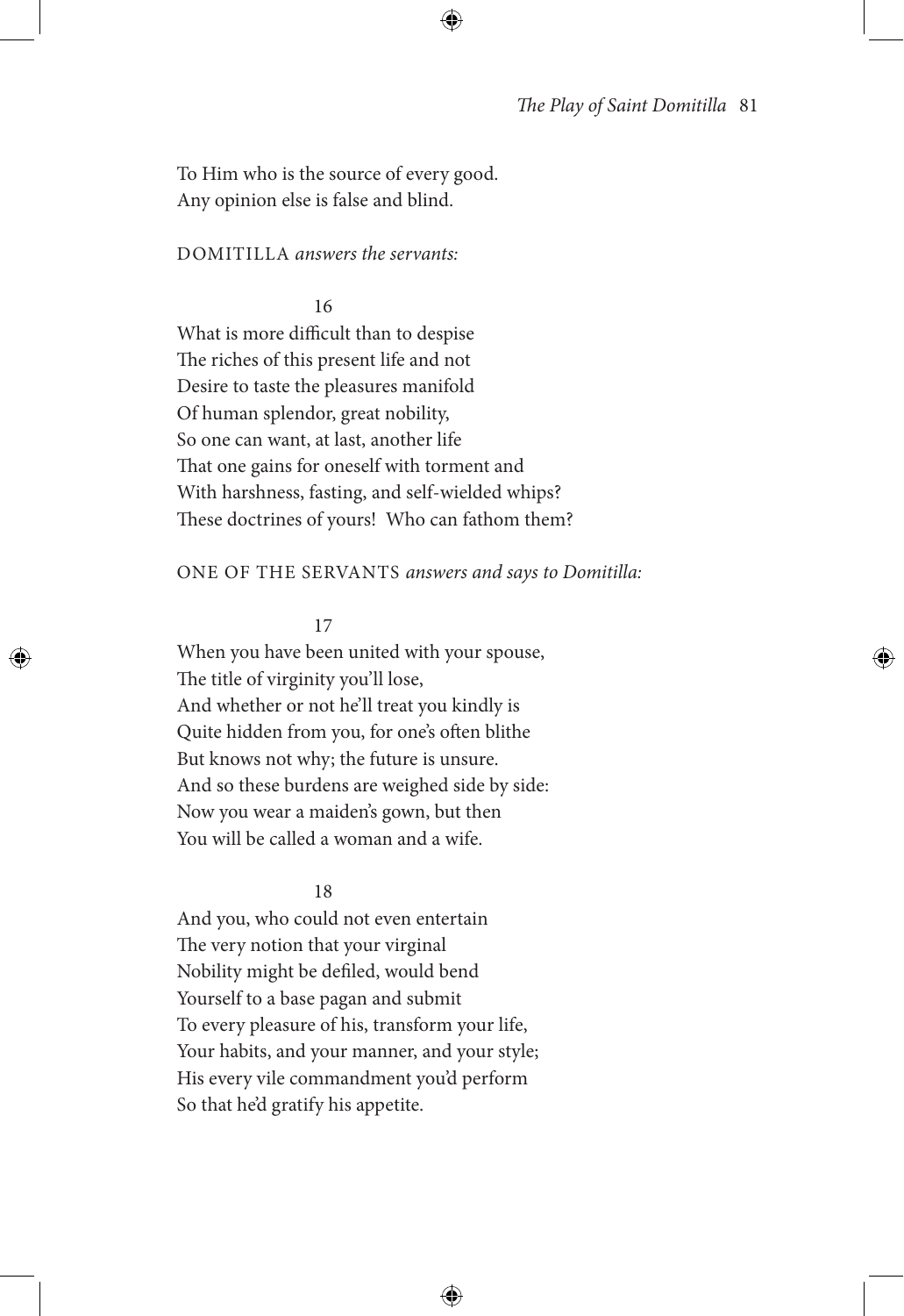To Him who is the source of every good.
Any opinion else is false and blind.

DOMITILLA *answers the servants:*

16

What is more difficult than to despise
The riches of this present life and not
Desire to taste the pleasures manifold
Of human splendor, great nobility,
So one can want, at last, another life
That one gains for oneself with torment and
With harshness, fasting, and self-wielded whips?
These doctrines of yours! Who can fathom them?

ONE OF THE SERVANTS *answers and says to Domitilla:*

17

When you have been united with your spouse,
The title of virginity you'll lose,
And whether or not he'll treat you kindly is
Quite hidden from you, for one's often blithe
But knows not why; the future is unsure.
And so these burdens are weighed side by side:
Now you wear a maiden's gown, but then
You will be called a woman and a wife.

18

And you, who could not even entertain
The very notion that your virginal
Nobility might be defiled, would bend
Yourself to a base pagan and submit
To every pleasure of his, transform your life,
Your habits, and your manner, and your style;
His every vile commandment you'd perform
So that he'd gratify his appetite.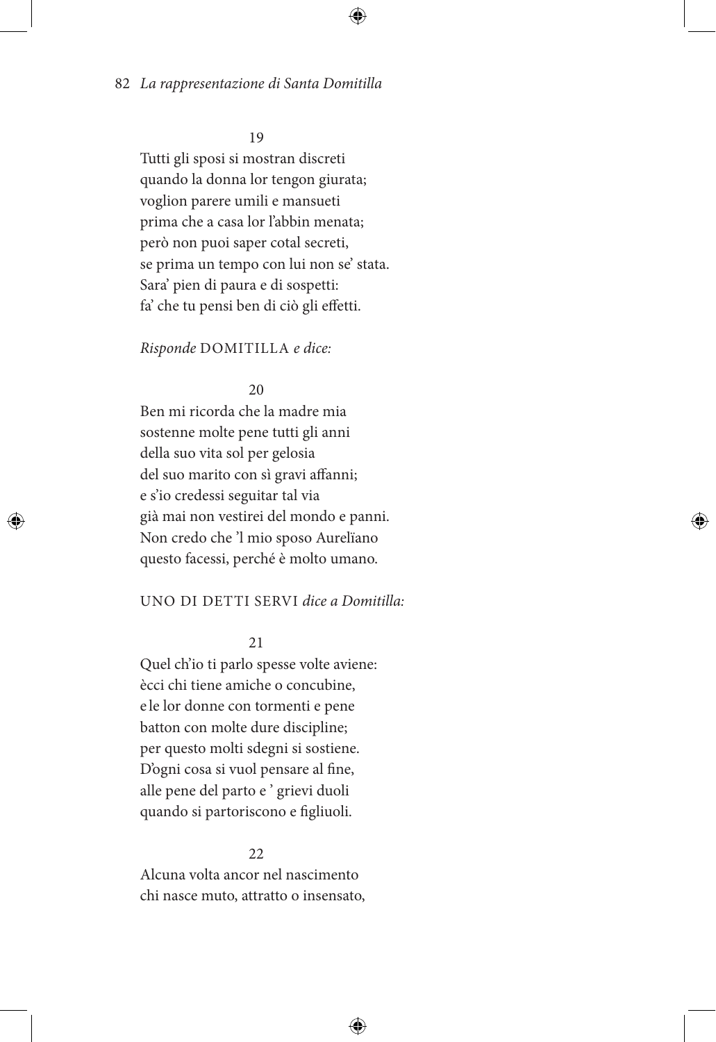19

Tutti gli sposi si mostran discreti
quando la donna lor tengon giurata;
voglion parere umili e mansueti
prima che a casa lor l'abbin menata;
però non puoi saper cotal secreti,
se prima un tempo con lui non se' stata.
Sara' pien di paura e di sospetti:
fa' che tu pensi ben di ciò gli effetti.

*Risponde* DOMITILLA *e dice:*

20

Ben mi ricorda che la madre mia
sostenne molte pene tutti gli anni
della suo vita sol per gelosia
del suo marito con sì gravi affanni;
e s'io credessi seguitar tal via
già mai non vestirei del mondo e panni.
Non credo che 'l mio sposo Aurelïano
questo facessi, perché è molto umano.

UNO DI DETTI SERVI *dice a Domitilla:*

21

Quel ch'io ti parlo spesse volte aviene:
ècci chi tiene amiche o concubine,
e le lor donne con tormenti e pene
batton con molte dure discipline;
per questo molti sdegni si sostiene.
D'ogni cosa si vuol pensare al fine,
alle pene del parto e ' grievi duoli
quando si partoriscono e figliuoli.

22

Alcuna volta ancor nel nascimento
chi nasce muto, attratto o insensato,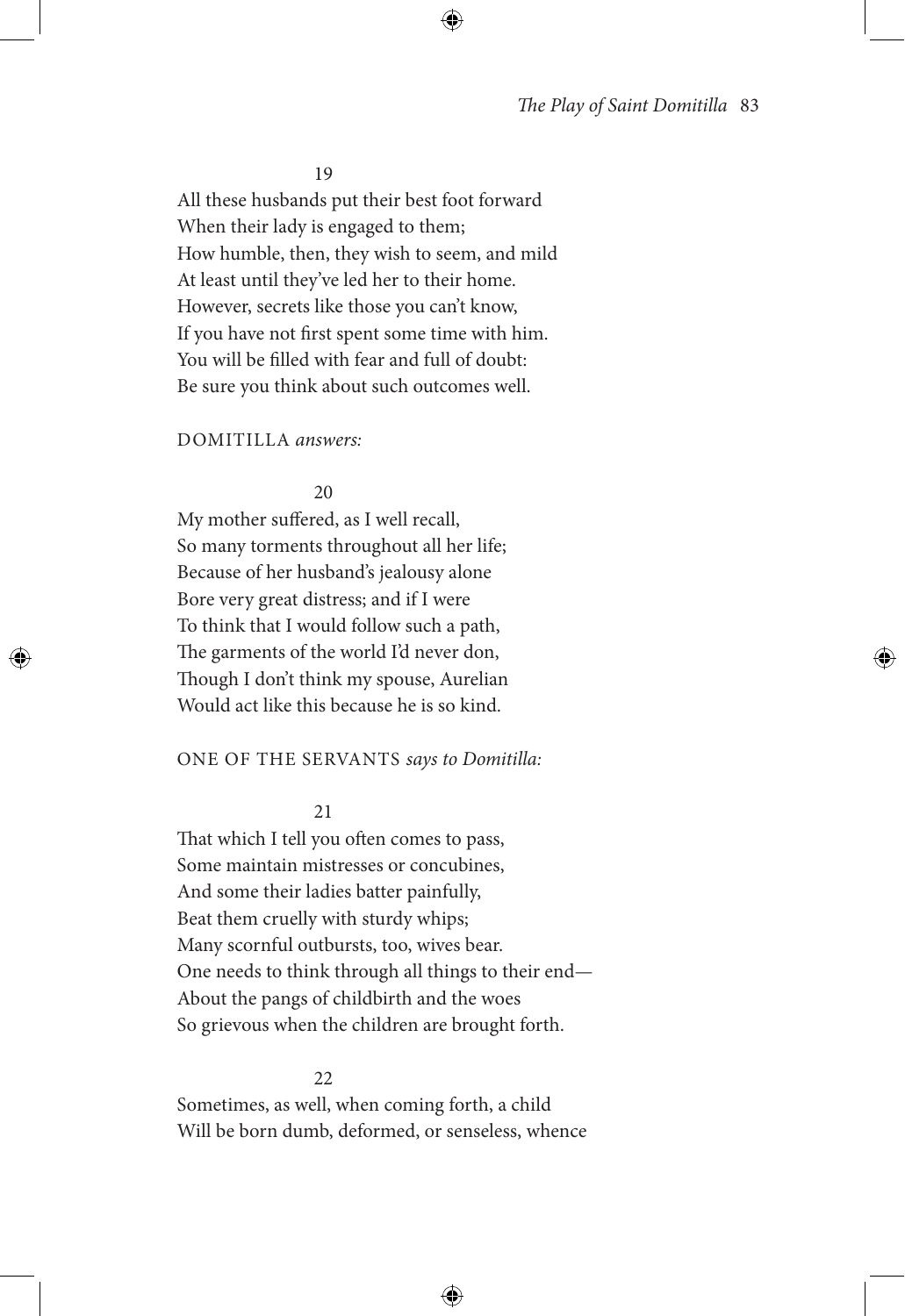19

All these husbands put their best foot forward
When their lady is engaged to them;
How humble, then, they wish to seem, and mild
At least until they've led her to their home.
However, secrets like those you can't know,
If you have not first spent some time with him.
You will be filled with fear and full of doubt:
Be sure you think about such outcomes well.

DOMITILLA *answers:*

20

My mother suffered, as I well recall,
So many torments throughout all her life;
Because of her husband's jealousy alone
Bore very great distress; and if I were
To think that I would follow such a path,
The garments of the world I'd never don,
Though I don't think my spouse, Aurelian
Would act like this because he is so kind.

ONE OF THE SERVANTS *says to Domitilla:*

21

That which I tell you often comes to pass,
Some maintain mistresses or concubines,
And some their ladies batter painfully,
Beat them cruelly with sturdy whips;
Many scornful outbursts, too, wives bear.
One needs to think through all things to their end—
About the pangs of childbirth and the woes
So grievous when the children are brought forth.

22

Sometimes, as well, when coming forth, a child
Will be born dumb, deformed, or senseless, whence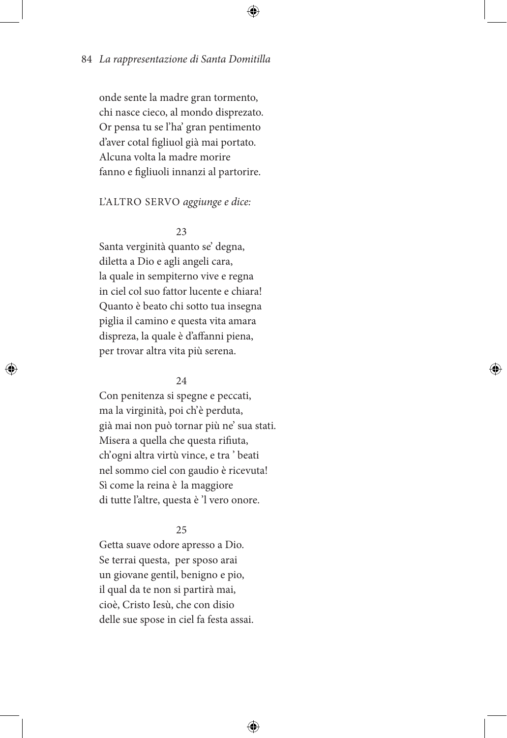onde sente la madre gran tormento,  
chi nasce cieco, al mondo disprezato.  
Or pensa tu se l'ha' gran pentimento  
d'aver cotal figliuol già mai portato.  
Alcuna volta la madre morire  
fanno e figliuoli innanzi al partorire.

L'ALTRO SERVO *aggiunge e dice:*

23

Santa verginità quanto se' degna,  
diletta a Dio e agli angeli cara,  
la quale in sempiterno vive e regna  
in ciel col suo fattor lucente e chiara!  
Quanto è beato chi sotto tua insegna  
piglia il camino e questa vita amara  
dispreza, la quale è d'affanni piena,  
per trovar altra vita più serena.

24

Con penitenza si spegne e peccati,  
ma la virginità, poi ch'è perduta,  
già mai non può tornar più ne' sua stati.  
Misera a quella che questa rifiuta,  
ch'ogni altra virtù vince, e tra ' beati  
nel sommo ciel con gaudio è ricevuta!  
Sì come la reina è la maggiore  
di tutte l'altre, questa è 'l vero onore.

25

Getta suave odore apresso a Dio.  
Se terrai questa, per sposo arai  
un giovane gentil, benigno e pio,  
il qual da te non si partirà mai,  
cioè, Cristo Iesù, che con disio  
delle sue spose in ciel fa festa assai.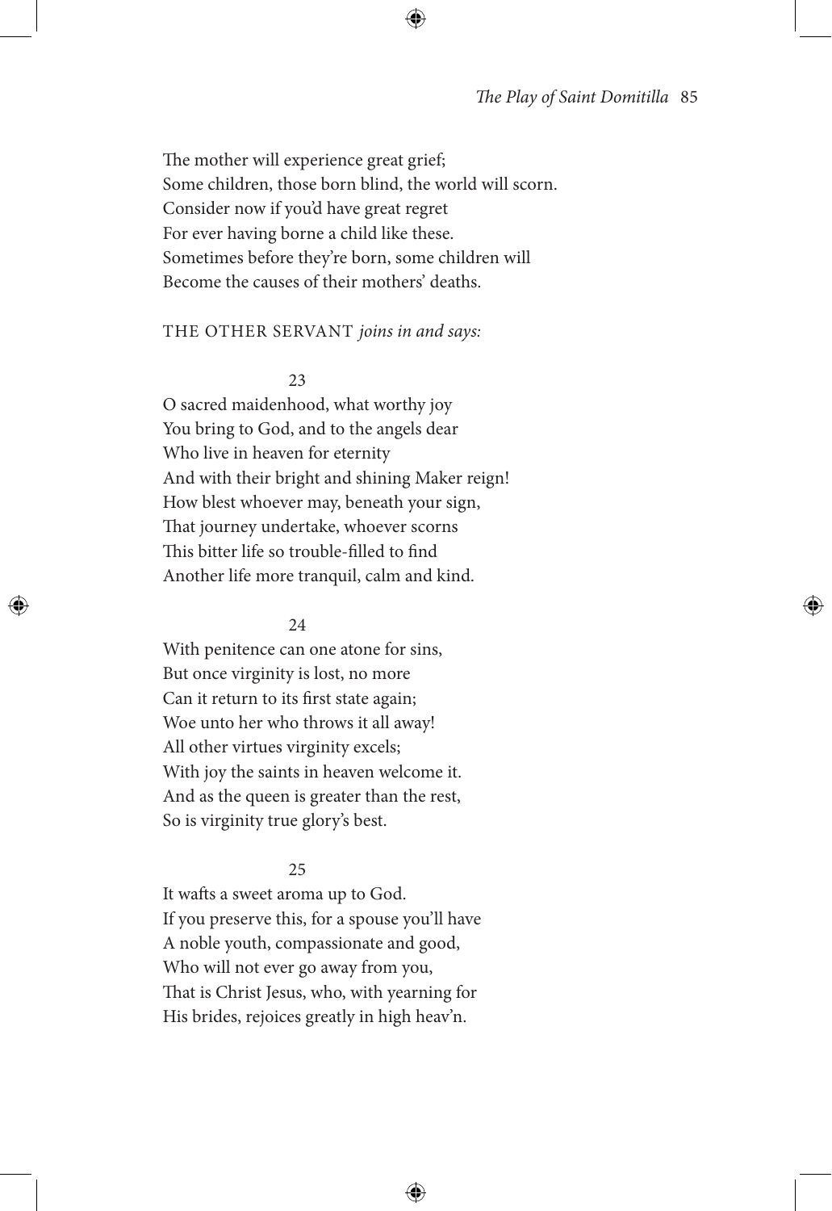The mother will experience great grief;  
Some children, those born blind, the world will scorn.  
Consider now if you'd have great regret  
For ever having borne a child like these.  
Sometimes before they're born, some children will  
Become the causes of their mothers' deaths.

THE OTHER SERVANT *joins in and says:*

23

O sacred maidenhood, what worthy joy  
You bring to God, and to the angels dear  
Who live in heaven for eternity  
And with their bright and shining Maker reign!  
How blest whoever may, beneath your sign,  
That journey undertake, whoever scorns  
This bitter life so trouble-filled to find  
Another life more tranquil, calm and kind.

24

With penitence can one atone for sins,  
But once virginity is lost, no more  
Can it return to its first state again;  
Woe unto her who throws it all away!  
All other virtues virginity excels;  
With joy the saints in heaven welcome it.  
And as the queen is greater than the rest,  
So is virginity true glory's best.

25

It wafts a sweet aroma up to God.  
If you preserve this, for a spouse you'll have  
A noble youth, compassionate and good,  
Who will not ever go away from you,  
That is Christ Jesus, who, with yearning for  
His brides, rejoices greatly in high heav'n.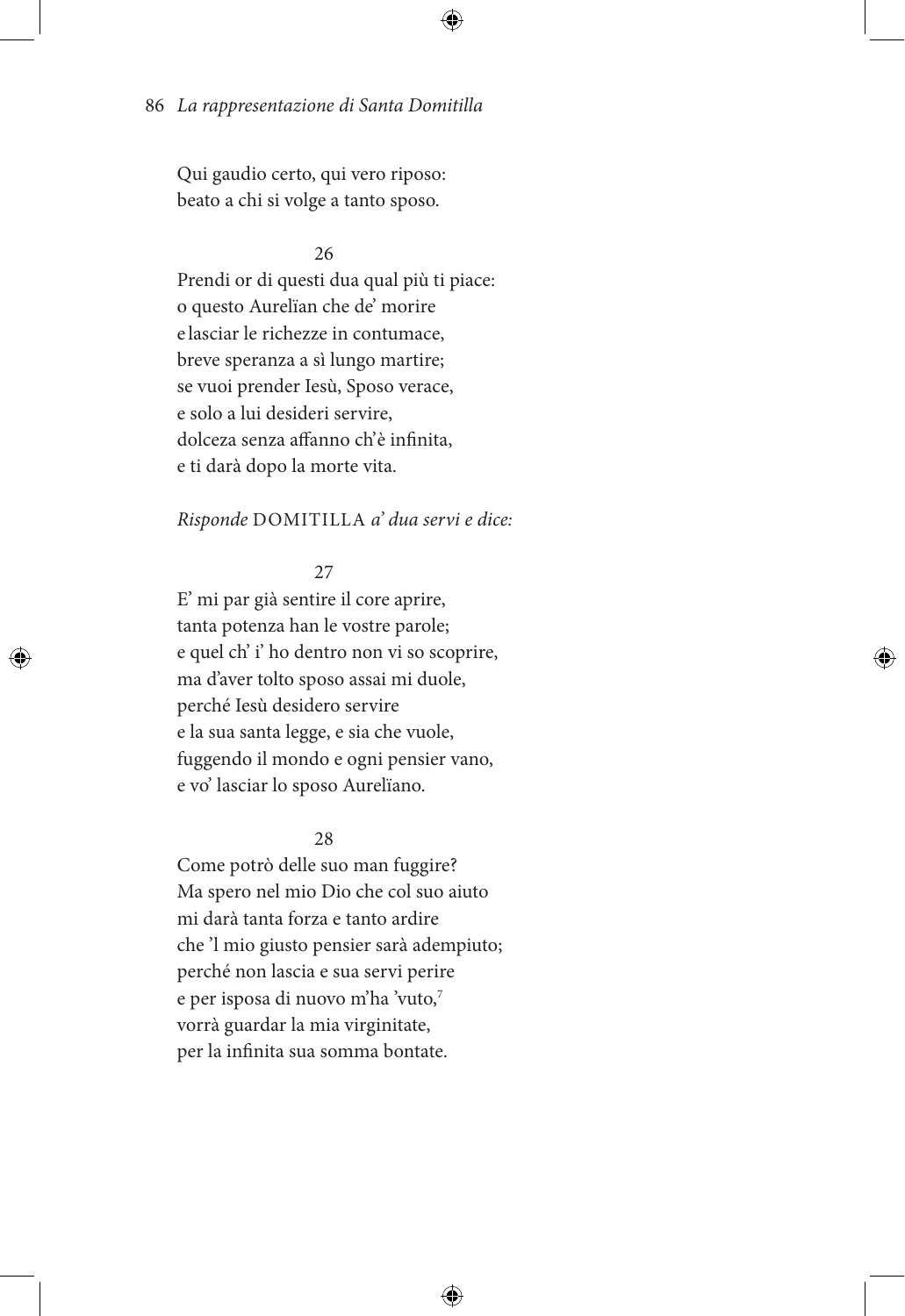Qui gaudio certo, qui vero riposo:
beato a chi si volge a tanto sposo.

26

Prendi or di questi dua qual più ti piace:
o questo Aurelïan che de' morire
e lasciar le richezze in contumace,
breve speranza a sì lungo martire;
se vuoi prender Iesù, Sposo verace,
e solo a lui desideri servire,
dolceza senza affanno ch'è infinita,
e ti darà dopo la morte vita.

*Risponde* DOMITILLA *a' dua servi e dice:*

27

E' mi par già sentire il core aprire,
tanta potenza han le vostre parole;
e quel ch' i' ho dentro non vi so scoprire,
ma d'aver tolto sposo assai mi duole,
perché Iesù desidero servire
e la sua santa legge, e sia che vuole,
fuggendo il mondo e ogni pensier vano,
e vo' lasciar lo sposo Aurelïano.

28

Come potrò delle suo man fuggire?
Ma spero nel mio Dio che col suo aiuto
mi darà tanta forza e tanto ardire
che 'l mio giusto pensier sarà adempiuto;
perché non lascia e sua servi perire
e per isposa di nuovo m'ha 'vuto,[7]
vorrà guardar la mia virginitate,
per la infinita sua somma bontate.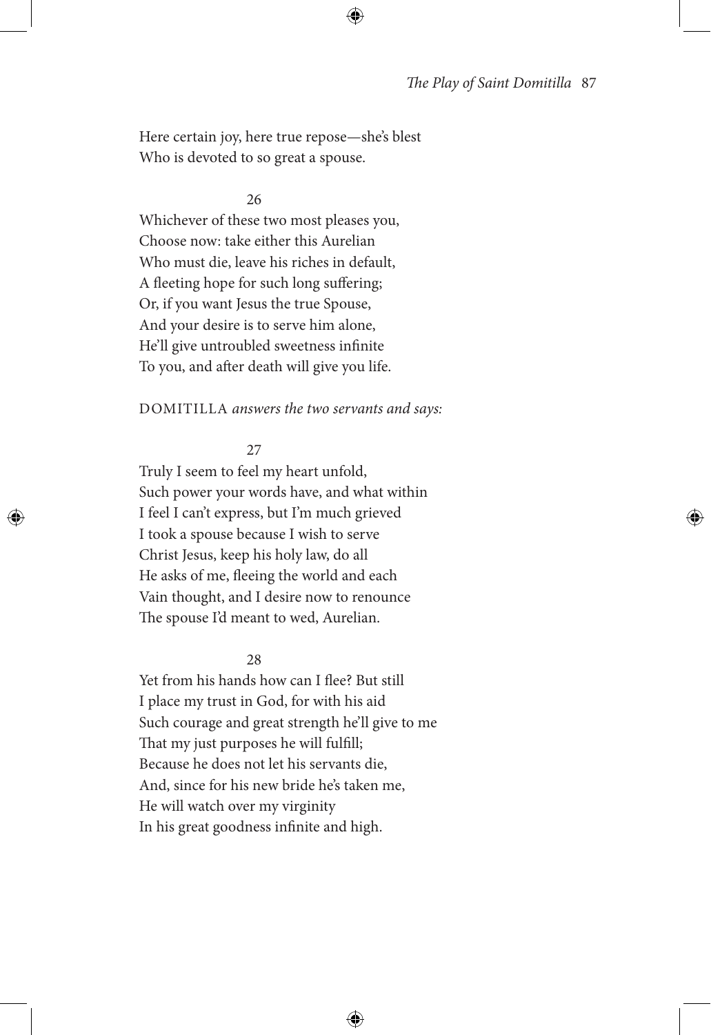Here certain joy, here true repose—she's blest
Who is devoted to so great a spouse.

26

Whichever of these two most pleases you,
Choose now: take either this Aurelian
Who must die, leave his riches in default,
A fleeting hope for such long suffering;
Or, if you want Jesus the true Spouse,
And your desire is to serve him alone,
He'll give untroubled sweetness infinite
To you, and after death will give you life.

DOMITILLA *answers the two servants and says:*

27

Truly I seem to feel my heart unfold,
Such power your words have, and what within
I feel I can't express, but I'm much grieved
I took a spouse because I wish to serve
Christ Jesus, keep his holy law, do all
He asks of me, fleeing the world and each
Vain thought, and I desire now to renounce
The spouse I'd meant to wed, Aurelian.

28

Yet from his hands how can I flee? But still
I place my trust in God, for with his aid
Such courage and great strength he'll give to me
That my just purposes he will fulfill;
Because he does not let his servants die,
And, since for his new bride he's taken me,
He will watch over my virginity
In his great goodness infinite and high.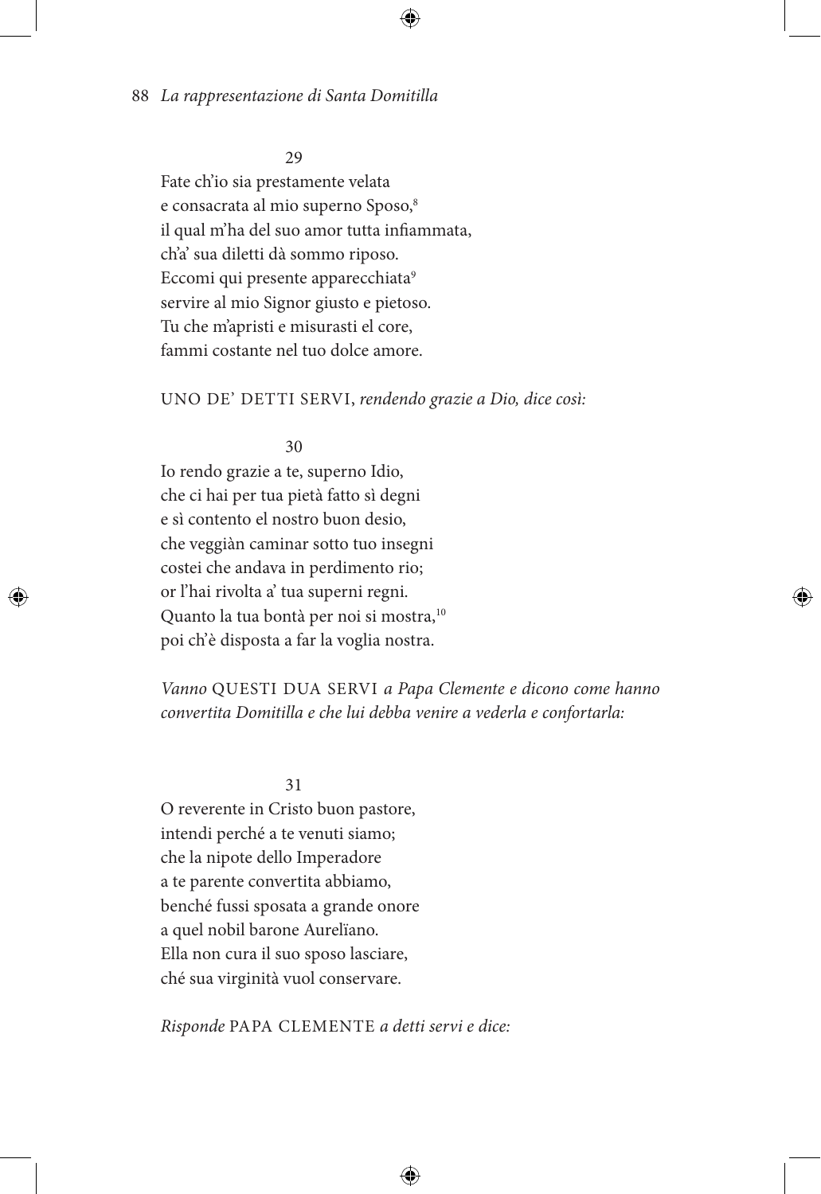29

Fate ch'io sia prestamente velata
e consacrata al mio superno Sposo,[8]
il qual m'ha del suo amor tutta infiammata,
ch'a' sua diletti dà sommo riposo.
Eccomi qui presente apparecchiata[9]
servire al mio Signor giusto e pietoso.
Tu che m'apristi e misurasti el core,
fammi costante nel tuo dolce amore.

UNO DE' DETTI SERVI, *rendendo grazie a Dio, dice così:*

30

Io rendo grazie a te, superno Idio,
che ci hai per tua pietà fatto sì degni
e sì contento el nostro buon desio,
che veggiàn caminar sotto tuo insegni
costei che andava in perdimento rio;
or l'hai rivolta a' tua superni regni.
Quanto la tua bontà per noi si mostra,[10]
poi ch'è disposta a far la voglia nostra.

*Vanno* QUESTI DUA SERVI *a Papa Clemente e dicono come hanno convertita Domitilla e che lui debba venire a vederla e confortarla:*

31

O reverente in Cristo buon pastore,
intendi perché a te venuti siamo;
che la nipote dello Imperadore
a te parente convertita abbiamo,
benché fussi sposata a grande onore
a quel nobil barone Aurelïano.
Ella non cura il suo sposo lasciare,
ché sua virginità vuol conservare.

*Risponde* PAPA CLEMENTE *a detti servi e dice:*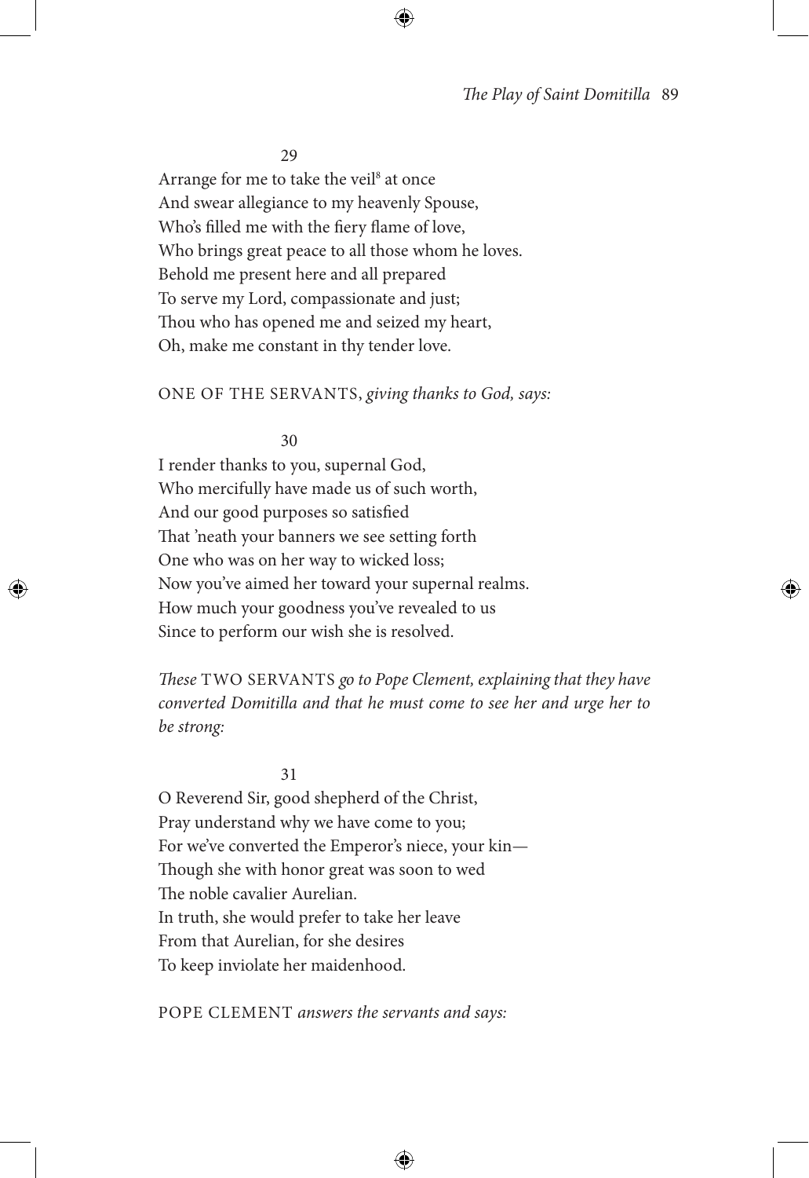29

Arrange for me to take the veil[8] at once
And swear allegiance to my heavenly Spouse,
Who's filled me with the fiery flame of love,
Who brings great peace to all those whom he loves.
Behold me present here and all prepared
To serve my Lord, compassionate and just;
Thou who has opened me and seized my heart,
Oh, make me constant in thy tender love.

ONE OF THE SERVANTS, *giving thanks to God, says:*

30

I render thanks to you, supernal God,
Who mercifully have made us of such worth,
And our good purposes so satisfied
That 'neath your banners we see setting forth
One who was on her way to wicked loss;
Now you've aimed her toward your supernal realms.
How much your goodness you've revealed to us
Since to perform our wish she is resolved.

*These* TWO SERVANTS *go to Pope Clement, explaining that they have converted Domitilla and that he must come to see her and urge her to be strong:*

31

O Reverend Sir, good shepherd of the Christ,
Pray understand why we have come to you;
For we've converted the Emperor's niece, your kin—
Though she with honor great was soon to wed
The noble cavalier Aurelian.
In truth, she would prefer to take her leave
From that Aurelian, for she desires
To keep inviolate her maidenhood.

POPE CLEMENT *answers the servants and says:*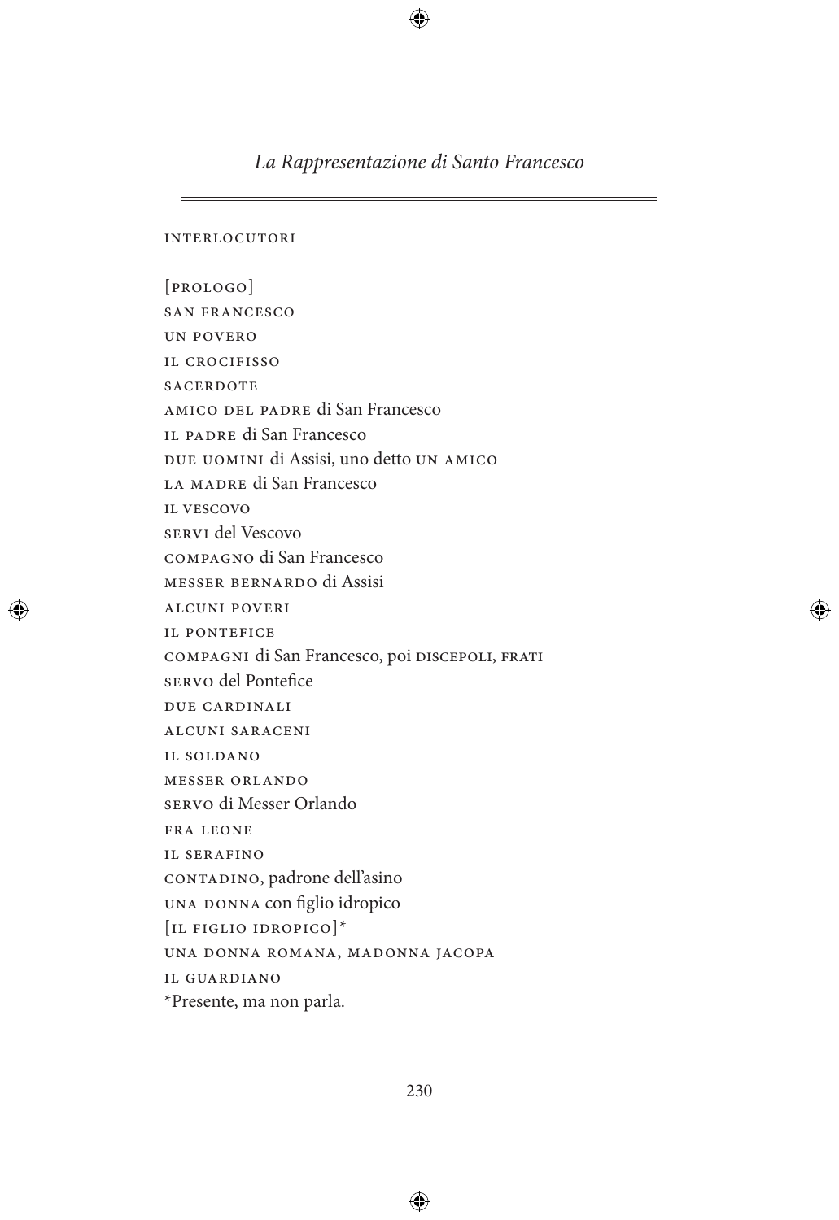# *La Rappresentazione di Santo Francesco*

INTERLOCUTORI

[PROLOGO]
SAN FRANCESCO
UN POVERO
IL CROCIFISSO
SACERDOTE
AMICO DEL PADRE di San Francesco
IL PADRE di San Francesco
DUE UOMINI di Assisi, uno detto UN AMICO
LA MADRE di San Francesco
IL VESCOVO
SERVI del Vescovo
COMPAGNO di San Francesco
MESSER BERNARDO di Assisi
ALCUNI POVERI
IL PONTEFICE
COMPAGNI di San Francesco, poi DISCEPOLI, FRATI
SERVO del Pontefice
DUE CARDINALI
ALCUNI SARACENI
IL SOLDANO
MESSER ORLANDO
SERVO di Messer Orlando
FRA LEONE
IL SERAFINO
CONTADINO, padrone dell'asino
UNA DONNA con figlio idropico
[IL FIGLIO IDROPICO]*
UNA DONNA ROMANA, MADONNA JACOPA
IL GUARDIANO
*Presente, ma non parla.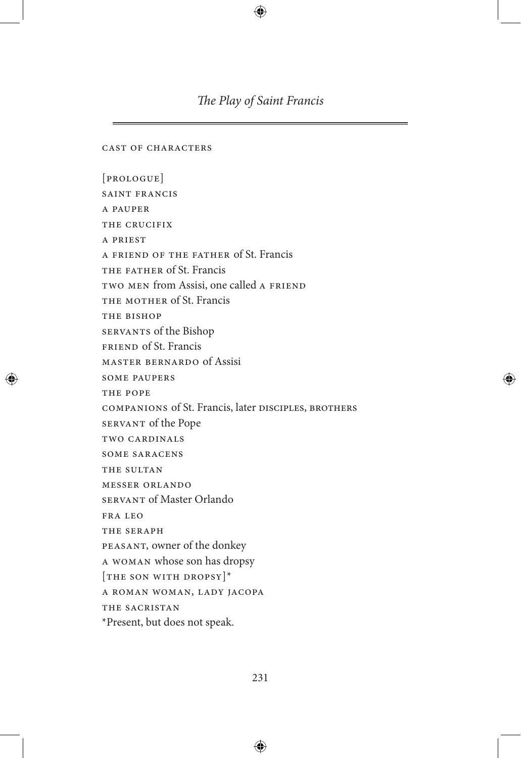# *The Play of Saint Francis*

CAST OF CHARACTERS

[PROLOGUE]  
SAINT FRANCIS  
A PAUPER  
THE CRUCIFIX  
A PRIEST  
A FRIEND OF THE FATHER of St. Francis  
THE FATHER of St. Francis  
TWO MEN from Assisi, one called A FRIEND  
THE MOTHER of St. Francis  
THE BISHOP  
SERVANTS of the Bishop  
FRIEND of St. Francis  
MASTER BERNARDO of Assisi  
SOME PAUPERS  
THE POPE  
COMPANIONS of St. Francis, later DISCIPLES, BROTHERS  
SERVANT of the Pope  
TWO CARDINALS  
SOME SARACENS  
THE SULTAN  
MESSER ORLANDO  
SERVANT of Master Orlando  
FRA LEO  
THE SERAPH  
PEASANT, owner of the donkey  
A WOMAN whose son has dropsy  
[THE SON WITH DROPSY]*  
A ROMAN WOMAN, LADY JACOPA  
THE SACRISTAN

*Present, but does not speak.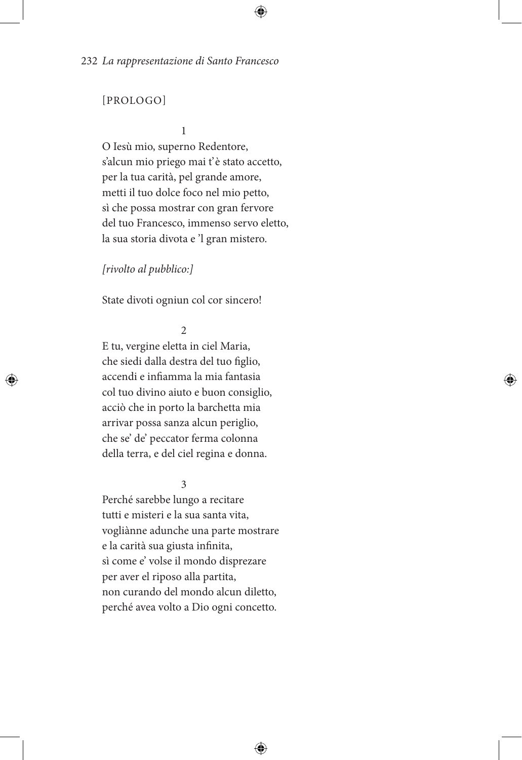[PROLOGO]

1

O Iesù mio, superno Redentore,
s'alcun mio priego mai t'è stato accetto,
per la tua carità, pel grande amore,
metti il tuo dolce foco nel mio petto,
sì che possa mostrar con gran fervore
del tuo Francesco, immenso servo eletto,
la sua storia divota e 'l gran mistero.

*[rivolto al pubblico:]*

State divoti ogniun col cor sincero!

2

E tu, vergine eletta in ciel Maria,
che siedi dalla destra del tuo figlio,
accendi e infiamma la mia fantasia
col tuo divino aiuto e buon consiglio,
acciò che in porto la barchetta mia
arrivar possa sanza alcun periglio,
che se' de' peccator ferma colonna
della terra, e del ciel regina e donna.

3

Perché sarebbe lungo a recitare
tutti e misteri e la sua santa vita,
vogliànne adunche una parte mostrare
e la carità sua giusta infinita,
sì come e' volse il mondo disprezare
per aver el riposo alla partita,
non curando del mondo alcun diletto,
perché avea volto a Dio ogni concetto.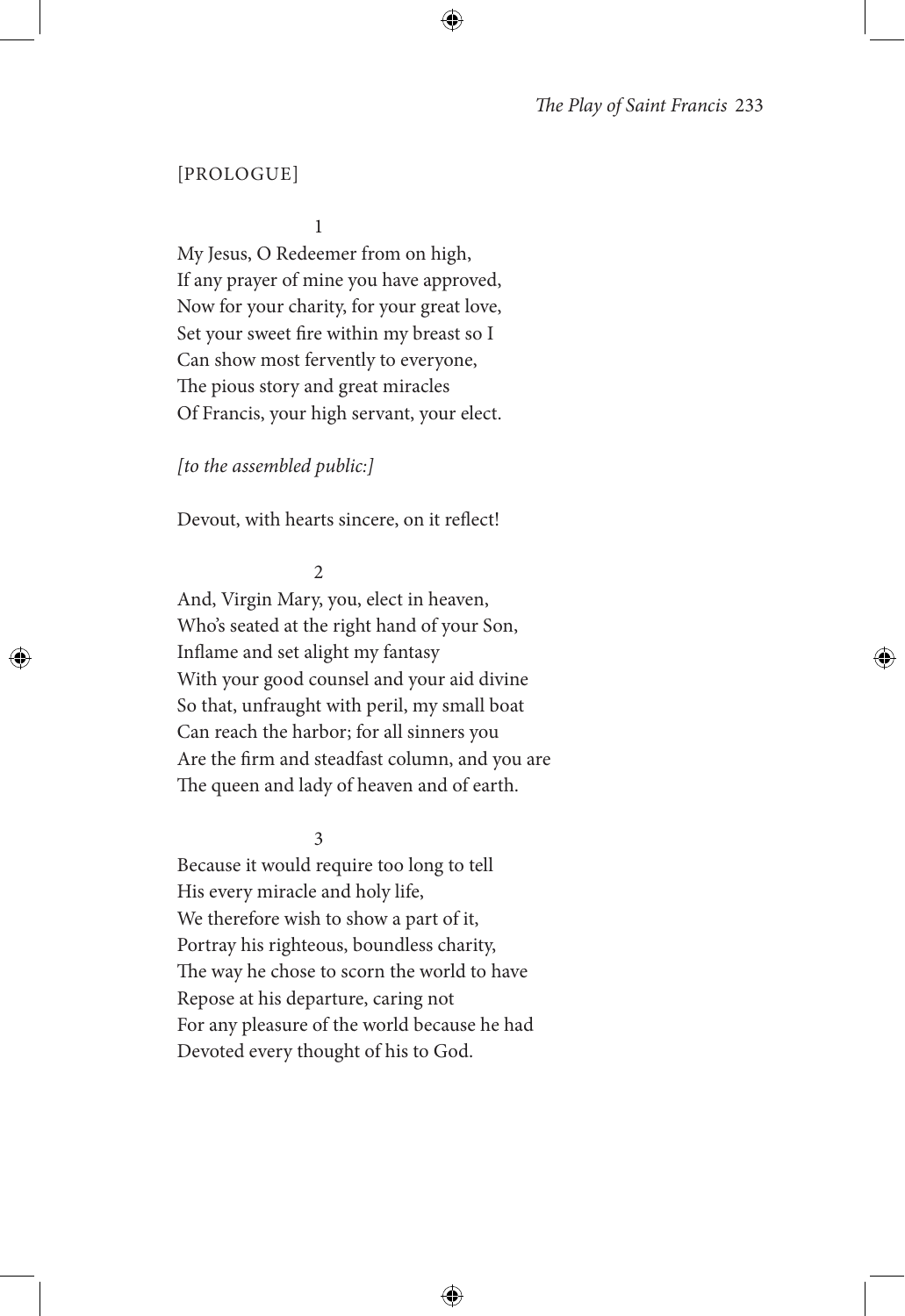[PROLOGUE]

1

My Jesus, O Redeemer from on high,  
If any prayer of mine you have approved,  
Now for your charity, for your great love,  
Set your sweet fire within my breast so I  
Can show most fervently to everyone,  
The pious story and great miracles  
Of Francis, your high servant, your elect.

*[to the assembled public:]*

Devout, with hearts sincere, on it reflect!

2

And, Virgin Mary, you, elect in heaven,  
Who's seated at the right hand of your Son,  
Inflame and set alight my fantasy  
With your good counsel and your aid divine  
So that, unfraught with peril, my small boat  
Can reach the harbor; for all sinners you  
Are the firm and steadfast column, and you are  
The queen and lady of heaven and of earth.

3

Because it would require too long to tell  
His every miracle and holy life,  
We therefore wish to show a part of it,  
Portray his righteous, boundless charity,  
The way he chose to scorn the world to have  
Repose at his departure, caring not  
For any pleasure of the world because he had  
Devoted every thought of his to God.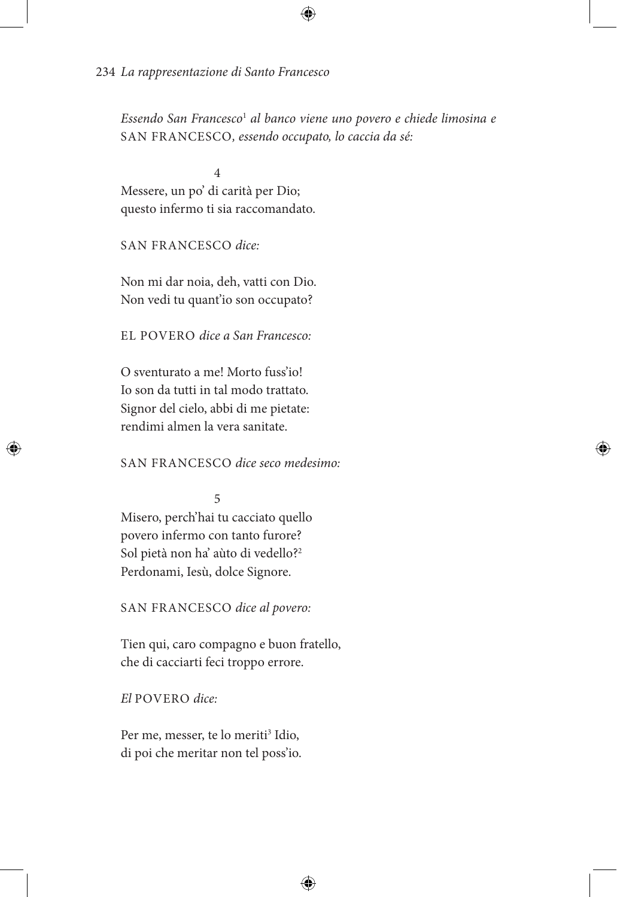*Essendo San Francesco*[1] *al banco viene uno povero e chiede limosina e* SAN FRANCESCO*, essendo occupato, lo caccia da sé:*

4

Messere, un po' di carità per Dio;
questo infermo ti sia raccomandato.

SAN FRANCESCO *dice:*

Non mi dar noia, deh, vatti con Dio.
Non vedi tu quant'io son occupato?

EL POVERO *dice a San Francesco:*

O sventurato a me! Morto fuss'io!
Io son da tutti in tal modo trattato.
Signor del cielo, abbi di me pietate:
rendimi almen la vera sanitate.

SAN FRANCESCO *dice seco medesimo:*

5

Misero, perch'hai tu cacciato quello
povero infermo con tanto furore?
Sol pietà non ha' aùto di vedello?[2]
Perdonami, Iesù, dolce Signore.

SAN FRANCESCO *dice al povero:*

Tien qui, caro compagno e buon fratello,
che di cacciarti feci troppo errore.

*El* POVERO *dice:*

Per me, messer, te lo meriti[3] Idio,
di poi che meritar non tel poss'io.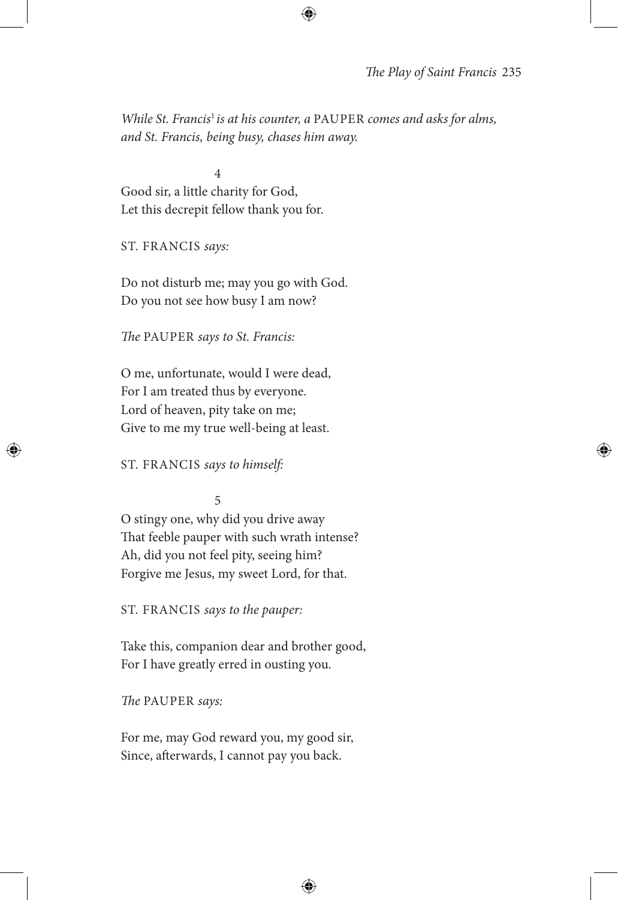*While St. Francis*[1] *is at his counter, a* PAUPER *comes and asks for alms, and St. Francis, being busy, chases him away.*

4

Good sir, a little charity for God,
Let this decrepit fellow thank you for.

ST. FRANCIS *says:*

Do not disturb me; may you go with God.
Do you not see how busy I am now?

*The* PAUPER *says to St. Francis:*

O me, unfortunate, would I were dead,
For I am treated thus by everyone.
Lord of heaven, pity take on me;
Give to me my true well-being at least.

ST. FRANCIS *says to himself:*

5

O stingy one, why did you drive away
That feeble pauper with such wrath intense?
Ah, did you not feel pity, seeing him?
Forgive me Jesus, my sweet Lord, for that.

ST. FRANCIS *says to the pauper:*

Take this, companion dear and brother good,
For I have greatly erred in ousting you.

*The* PAUPER *says:*

For me, may God reward you, my good sir,
Since, afterwards, I cannot pay you back.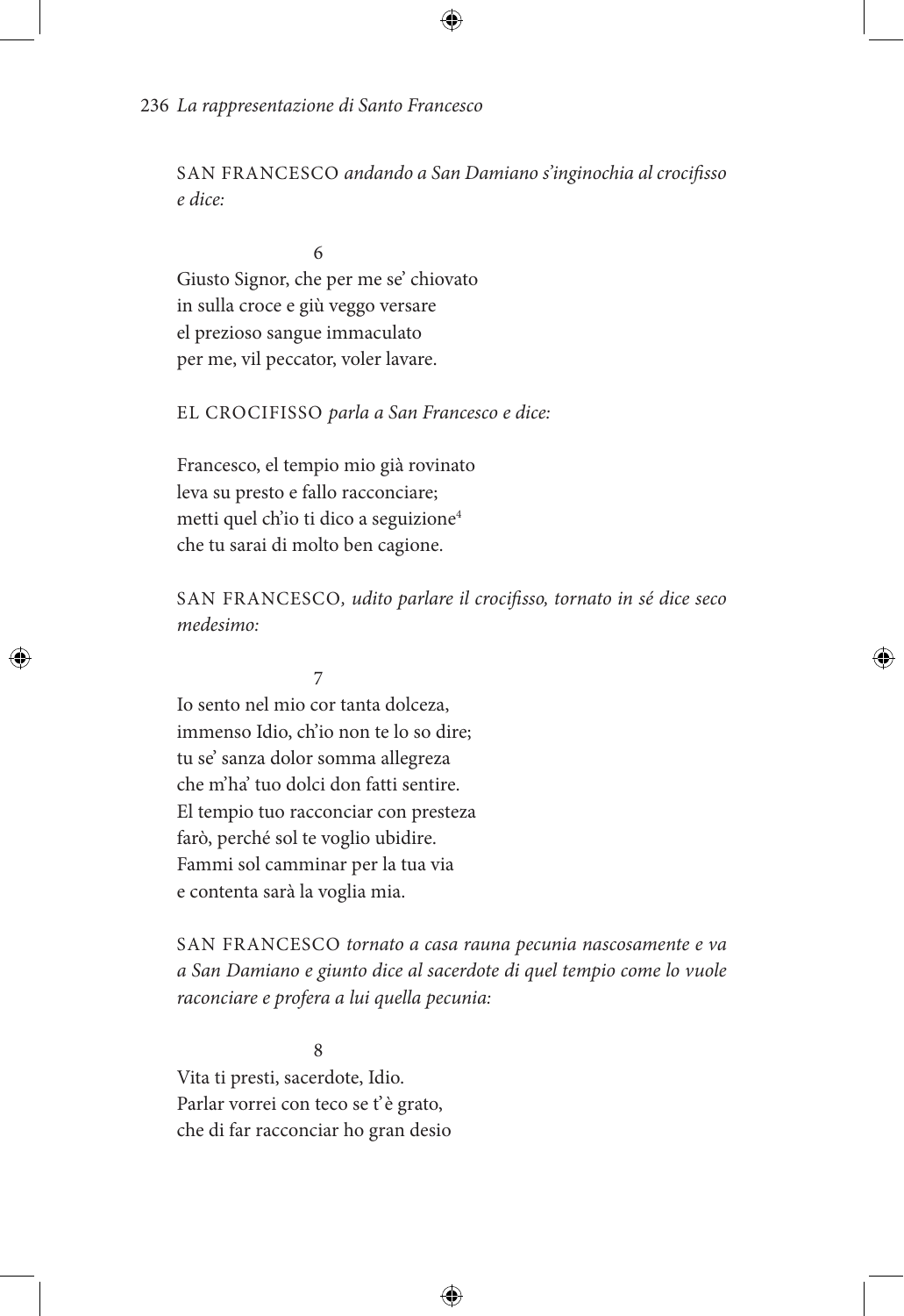SAN FRANCESCO *andando a San Damiano s'inginochia al crocifisso e dice:*

6

Giusto Signor, che per me se' chiovato
in sulla croce e giù veggo versare
el prezioso sangue immaculato
per me, vil peccator, voler lavare.

EL CROCIFISSO *parla a San Francesco e dice:*

Francesco, el tempio mio già rovinato
leva su presto e fallo racconciare;
metti quel ch'io ti dico a seguizione[4]
che tu sarai di molto ben cagione.

SAN FRANCESCO*, udito parlare il crocifisso, tornato in sé dice seco medesimo:*

7

Io sento nel mio cor tanta dolceza,
immenso Idio, ch'io non te lo so dire;
tu se' sanza dolor somma allegreza
che m'ha' tuo dolci don fatti sentire.
El tempio tuo racconciar con presteza
farò, perché sol te voglio ubidire.
Fammi sol camminar per la tua via
e contenta sarà la voglia mia.

SAN FRANCESCO *tornato a casa rauna pecunia nascosamente e va a San Damiano e giunto dice al sacerdote di quel tempio come lo vuole raconciare e profera a lui quella pecunia:*

8

Vita ti presti, sacerdote, Idio.
Parlar vorrei con teco se t'è grato,
che di far racconciar ho gran desio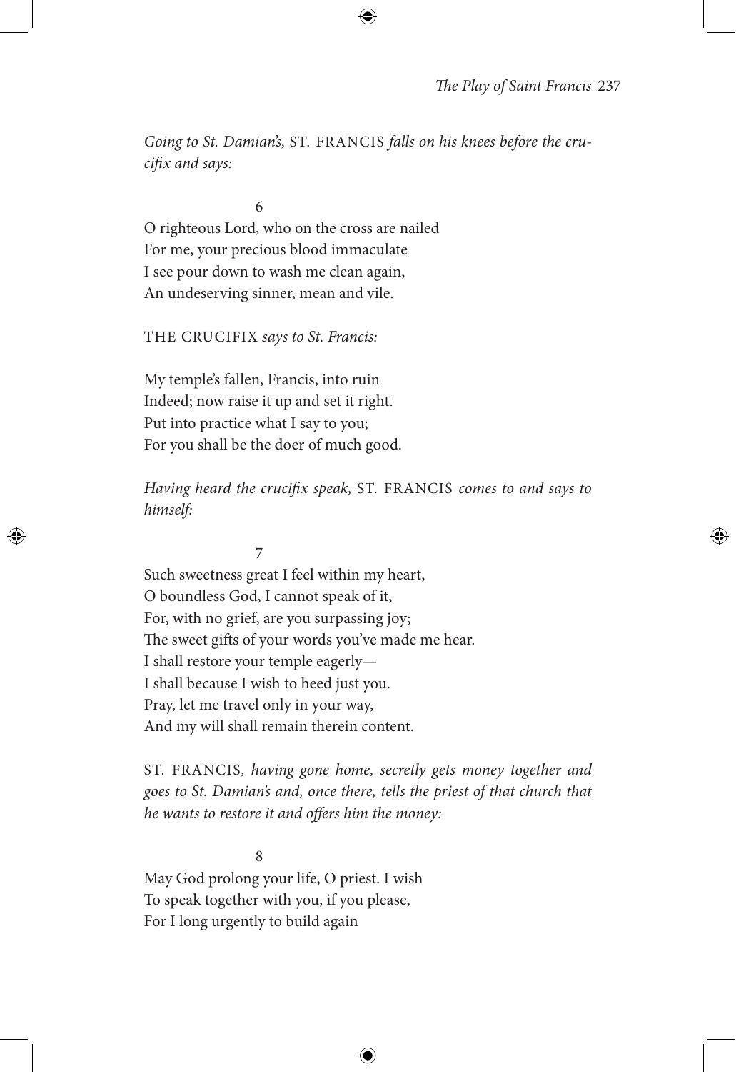*Going to St. Damian's,* ST. FRANCIS *falls on his knees before the crucifix and says:*

6

O righteous Lord, who on the cross are nailed
For me, your precious blood immaculate
I see pour down to wash me clean again,
An undeserving sinner, mean and vile.

THE CRUCIFIX *says to St. Francis:*

My temple's fallen, Francis, into ruin
Indeed; now raise it up and set it right.
Put into practice what I say to you;
For you shall be the doer of much good.

*Having heard the crucifix speak,* ST. FRANCIS *comes to and says to himself:*

7

Such sweetness great I feel within my heart,
O boundless God, I cannot speak of it,
For, with no grief, are you surpassing joy;
The sweet gifts of your words you've made me hear.
I shall restore your temple eagerly—
I shall because I wish to heed just you.
Pray, let me travel only in your way,
And my will shall remain therein content.

ST. FRANCIS*, having gone home, secretly gets money together and goes to St. Damian's and, once there, tells the priest of that church that he wants to restore it and offers him the money:*

8

May God prolong your life, O priest. I wish
To speak together with you, if you please,
For I long urgently to build again